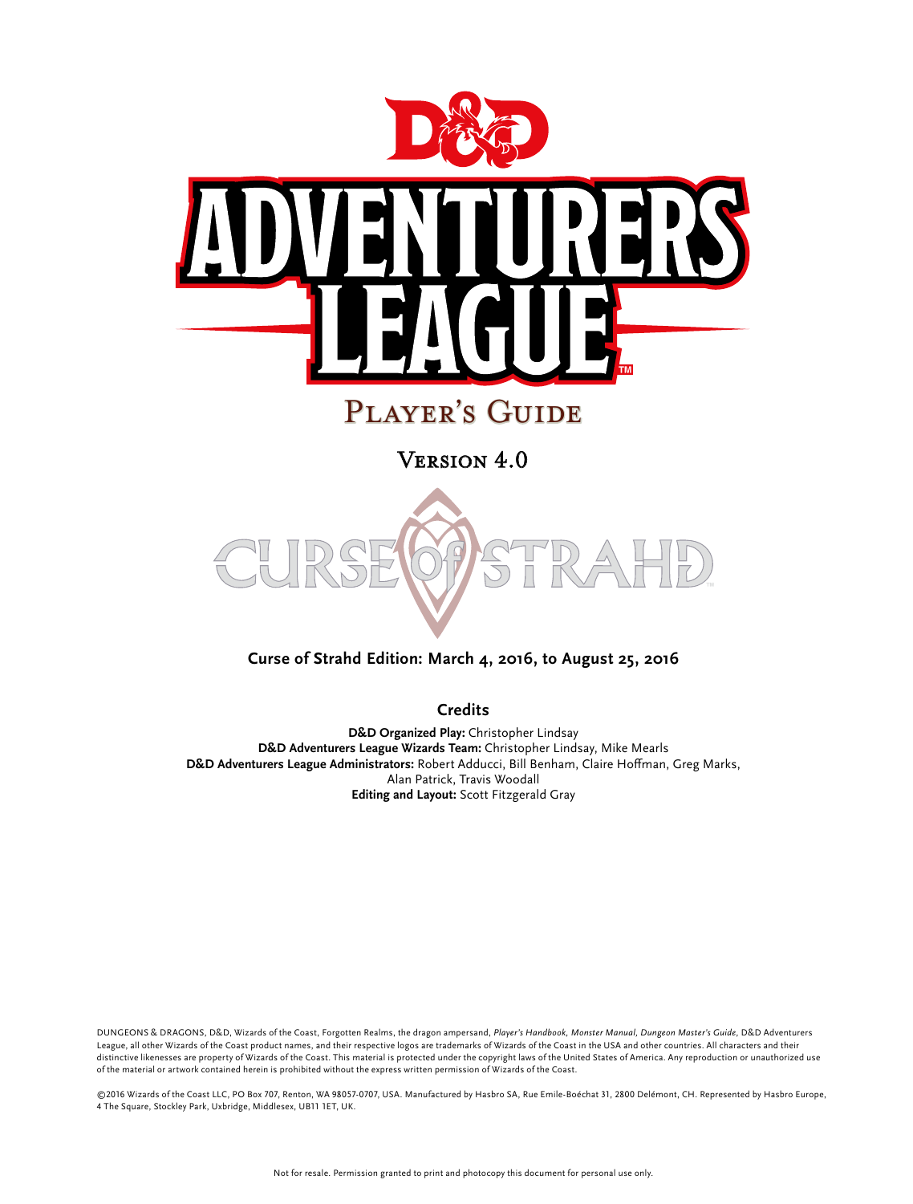# D&D Adventurers League

## Player's Guide

### Version 4.0

Curse of Strahd

**Curse of Strahd Edition: March 4, 2016, to August 25, 2016**

## Credits

**D&D Organized Play:** Christopher Lindsay
**D&D Adventurers League Wizards Team:** Christopher Lindsay, Mike Mearls
**D&D Adventurers League Administrators:** Robert Adducci, Bill Benham, Claire Hoffman, Greg Marks, Alan Patrick, Travis Woodall
**Editing and Layout:** Scott Fitzgerald Gray

DUNGEONS & DRAGONS, D&D, Wizards of the Coast, Forgotten Realms, the dragon ampersand, *Player's Handbook*, *Monster Manual*, *Dungeon Master's Guide*, D&D Adventurers League, all other Wizards of the Coast product names, and their respective logos are trademarks of Wizards of the Coast in the USA and other countries. All characters and their distinctive likenesses are property of Wizards of the Coast. This material is protected under the copyright laws of the United States of America. Any reproduction or unauthorized use of the material or artwork contained herein is prohibited without the express written permission of Wizards of the Coast.

©2016 Wizards of the Coast LLC, PO Box 707, Renton, WA 98057-0707, USA. Manufactured by Hasbro SA, Rue Emile-Boéchat 31, 2800 Delémont, CH. Represented by Hasbro Europe, 4 The Square, Stockley Park, Uxbridge, Middlesex, UB11 1ET, UK.

Not for resale. Permission granted to print and photocopy this document for personal use only.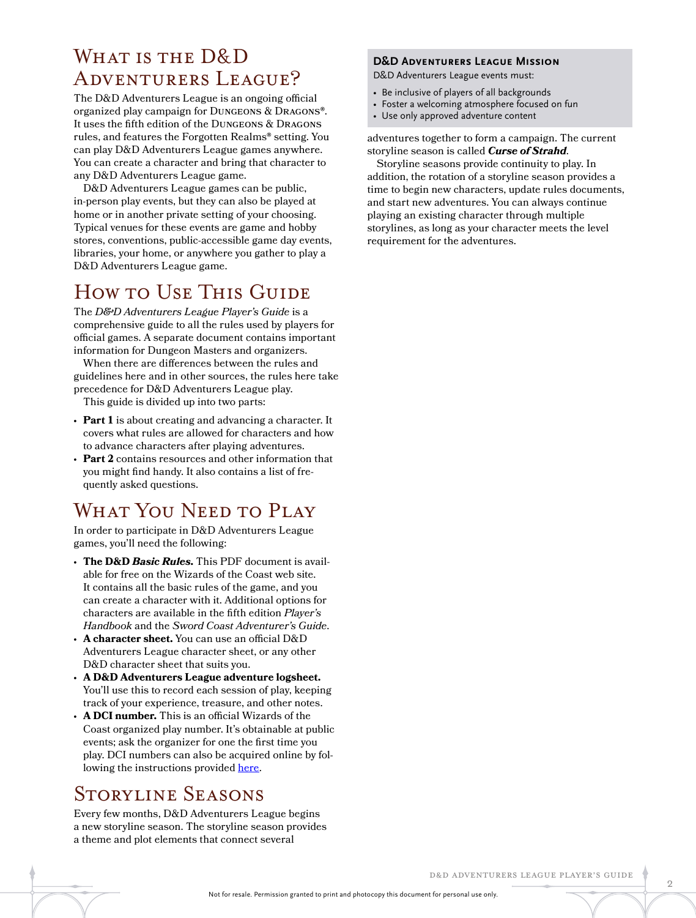# What is the D&D Adventurers League?

The D&D Adventurers League is an ongoing official organized play campaign for Dungeons & Dragons®. It uses the fifth edition of the Dungeons & Dragons rules, and features the Forgotten Realms® setting. You can play D&D Adventurers League games anywhere. You can create a character and bring that character to any D&D Adventurers League game.

D&D Adventurers League games can be public, in-person play events, but they can also be played at home or in another private setting of your choosing. Typical venues for these events are game and hobby stores, conventions, public-accessible game day events, libraries, your home, or anywhere you gather to play a D&D Adventurers League game.

# How to Use This Guide

The *D&D Adventurers League Player's Guide* is a comprehensive guide to all the rules used by players for official games. A separate document contains important information for Dungeon Masters and organizers.

When there are differences between the rules and guidelines here and in other sources, the rules here take precedence for D&D Adventurers League play.

This guide is divided up into two parts:

- **Part 1** is about creating and advancing a character. It covers what rules are allowed for characters and how to advance characters after playing adventures.
- **Part 2** contains resources and other information that you might find handy. It also contains a list of frequently asked questions.

# What You Need to Play

In order to participate in D&D Adventurers League games, you'll need the following:

- **The D&D *Basic Rules*.** This PDF document is available for free on the Wizards of the Coast web site. It contains all the basic rules of the game, and you can create a character with it. Additional options for characters are available in the fifth edition *Player's Handbook* and the *Sword Coast Adventurer's Guide*.
- **A character sheet.** You can use an official D&D Adventurers League character sheet, or any other D&D character sheet that suits you.
- **A D&D Adventurers League adventure logsheet.** You'll use this to record each session of play, keeping track of your experience, treasure, and other notes.
- **A DCI number.** This is an official Wizards of the Coast organized play number. It's obtainable at public events; ask the organizer for one the first time you play. DCI numbers can also be acquired online by following the instructions provided here.

# Storyline Seasons

Every few months, D&D Adventurers League begins a new storyline season. The storyline season provides a theme and plot elements that connect several adventures together to form a campaign. The current storyline season is called ***Curse of Strahd***.

Storyline seasons provide continuity to play. In addition, the rotation of a storyline season provides a time to begin new characters, update rules documents, and start new adventures. You can always continue playing an existing character through multiple storylines, as long as your character meets the level requirement for the adventures.

> **D&D Adventurers League Mission**
>
> D&D Adventurers League events must:
>
> - Be inclusive of players of all backgrounds
> - Foster a welcoming atmosphere focused on fun
> - Use only approved adventure content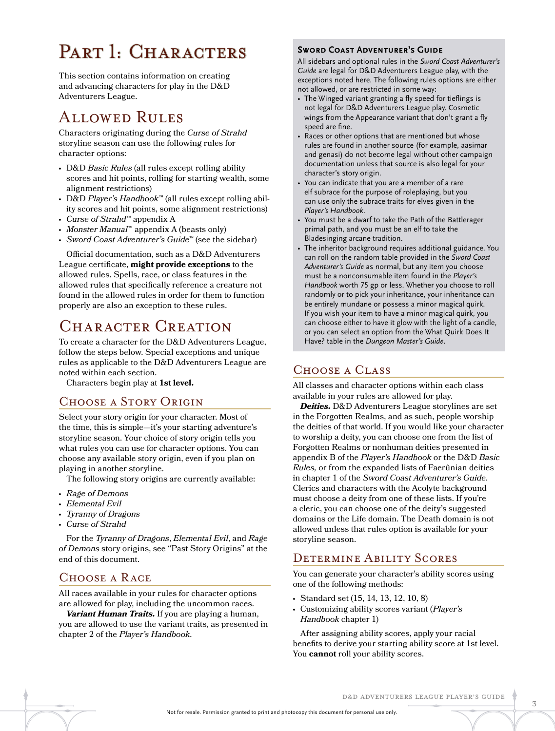# Part 1: Characters

This section contains information on creating and advancing characters for play in the D&D Adventurers League.

## Allowed Rules

Characters originating during the *Curse of Strahd* storyline season can use the following rules for character options:

- D&D *Basic Rules* (all rules except rolling ability scores and hit points, rolling for starting wealth, some alignment restrictions)
- D&D *Player's Handbook*™ (all rules except rolling ability scores and hit points, some alignment restrictions)
- *Curse of Strahd*™ appendix A
- *Monster Manual*™ appendix A (beasts only)
- *Sword Coast Adventurer's Guide*™ (see the sidebar)

Official documentation, such as a D&D Adventurers League certificate, **might provide exceptions** to the allowed rules. Spells, race, or class features in the allowed rules that specifically reference a creature not found in the allowed rules in order for them to function properly are also an exception to these rules.

## Character Creation

To create a character for the D&D Adventurers League, follow the steps below. Special exceptions and unique rules as applicable to the D&D Adventurers League are noted within each section.

Characters begin play at **1st level.**

### Choose a Story Origin

Select your story origin for your character. Most of the time, this is simple—it's your starting adventure's storyline season. Your choice of story origin tells you what rules you can use for character options. You can choose any available story origin, even if you plan on playing in another storyline.

The following story origins are currently available:

- *Rage of Demons*
- *Elemental Evil*
- *Tyranny of Dragons*
- *Curse of Strahd*

For the *Tyranny of Dragons*, *Elemental Evil*, and *Rage of Demons* story origins, see "Past Story Origins" at the end of this document.

### Choose a Race

All races available in your rules for character options are allowed for play, including the uncommon races.

***Variant Human Traits.*** If you are playing a human, you are allowed to use the variant traits, as presented in chapter 2 of the *Player's Handbook*.

#### Sword Coast Adventurer's Guide

All sidebars and optional rules in the *Sword Coast Adventurer's Guide* are legal for D&D Adventurers League play, with the exceptions noted here. The following rules options are either not allowed, or are restricted in some way:

- The Winged variant granting a fly speed for tieflings is not legal for D&D Adventurers League play. Cosmetic wings from the Appearance variant that don't grant a fly speed are fine.
- Races or other options that are mentioned but whose rules are found in another source (for example, aasimar and genasi) do not become legal without other campaign documentation unless that source is also legal for your character's story origin.
- You can indicate that you are a member of a rare elf subrace for the purpose of roleplaying, but you can use only the subrace traits for elves given in the *Player's Handbook*.
- You must be a dwarf to take the Path of the Battlerager primal path, and you must be an elf to take the Bladesinging arcane tradition.
- The inheritor background requires additional guidance. You can roll on the random table provided in the *Sword Coast Adventurer's Guide* as normal, but any item you choose must be a nonconsumable item found in the *Player's Handbook* worth 75 gp or less. Whether you choose to roll randomly or to pick your inheritance, your inheritance can be entirely mundane or possess a minor magical quirk. If you wish your item to have a minor magical quirk, you can choose either to have it glow with the light of a candle, or you can select an option from the What Quirk Does It Have? table in the *Dungeon Master's Guide*.

### Choose a Class

All classes and character options within each class available in your rules are allowed for play.

***Deities.*** D&D Adventurers League storylines are set in the Forgotten Realms, and as such, people worship the deities of that world. If you would like your character to worship a deity, you can choose one from the list of Forgotten Realms or nonhuman deities presented in appendix B of the *Player's Handbook* or the D&D *Basic Rules,* or from the expanded lists of Faerûnian deities in chapter 1 of the *Sword Coast Adventurer's Guide*. Clerics and characters with the Acolyte background must choose a deity from one of these lists. If you're a cleric, you can choose one of the deity's suggested domains or the Life domain. The Death domain is not allowed unless that rules option is available for your storyline season.

### Determine Ability Scores

You can generate your character's ability scores using one of the following methods:

- Standard set (15, 14, 13, 12, 10, 8)
- Customizing ability scores variant (*Player's Handbook* chapter 1)

After assigning ability scores, apply your racial benefits to derive your starting ability score at 1st level. You **cannot** roll your ability scores.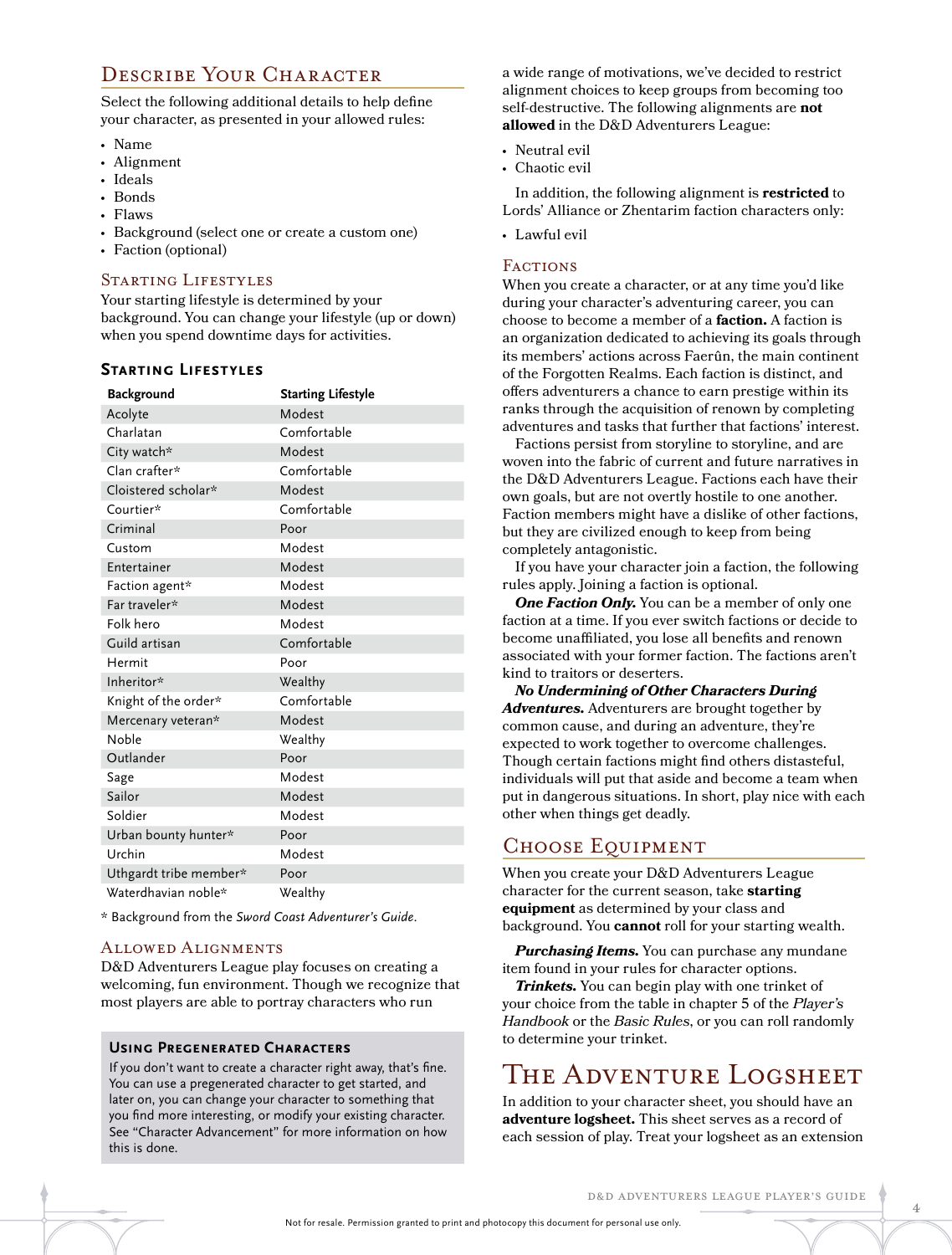## Describe Your Character

Select the following additional details to help define your character, as presented in your allowed rules:

- Name
- Alignment
- Ideals
- Bonds
- Flaws
- Background (select one or create a custom one)
- Faction (optional)

### Starting Lifestyles

Your starting lifestyle is determined by your background. You can change your lifestyle (up or down) when you spend downtime days for activities.

#### Starting Lifestyles

| Background | Starting Lifestyle |
|---|---|
| Acolyte | Modest |
| Charlatan | Comfortable |
| City watch* | Modest |
| Clan crafter* | Comfortable |
| Cloistered scholar* | Modest |
| Courtier* | Comfortable |
| Criminal | Poor |
| Custom | Modest |
| Entertainer | Modest |
| Faction agent* | Modest |
| Far traveler* | Modest |
| Folk hero | Modest |
| Guild artisan | Comfortable |
| Hermit | Poor |
| Inheritor* | Wealthy |
| Knight of the order* | Comfortable |
| Mercenary veteran* | Modest |
| Noble | Wealthy |
| Outlander | Poor |
| Sage | Modest |
| Sailor | Modest |
| Soldier | Modest |
| Urban bounty hunter* | Poor |
| Urchin | Modest |
| Uthgardt tribe member* | Poor |
| Waterdhavian noble* | Wealthy |

\* Background from the *Sword Coast Adventurer's Guide*.

### Allowed Alignments

D&D Adventurers League play focuses on creating a welcoming, fun environment. Though we recognize that most players are able to portray characters who run a wide range of motivations, we've decided to restrict alignment choices to keep groups from becoming too self-destructive. The following alignments are **not allowed** in the D&D Adventurers League:

- Neutral evil
- Chaotic evil

In addition, the following alignment is **restricted** to Lords' Alliance or Zhentarim faction characters only:

- Lawful evil

#### Using Pregenerated Characters

If you don't want to create a character right away, that's fine. You can use a pregenerated character to get started, and later on, you can change your character to something that you find more interesting, or modify your existing character. See "Character Advancement" for more information on how this is done.

### Factions

When you create a character, or at any time you'd like during your character's adventuring career, you can choose to become a member of a **faction.** A faction is an organization dedicated to achieving its goals through its members' actions across Faerûn, the main continent of the Forgotten Realms. Each faction is distinct, and offers adventurers a chance to earn prestige within its ranks through the acquisition of renown by completing adventures and tasks that further that factions' interest.

Factions persist from storyline to storyline, and are woven into the fabric of current and future narratives in the D&D Adventurers League. Factions each have their own goals, but are not overtly hostile to one another. Faction members might have a dislike of other factions, but they are civilized enough to keep from being completely antagonistic.

If you have your character join a faction, the following rules apply. Joining a faction is optional.

***One Faction Only.*** You can be a member of only one faction at a time. If you ever switch factions or decide to become unaffiliated, you lose all benefits and renown associated with your former faction. The factions aren't kind to traitors or deserters.

***No Undermining of Other Characters During Adventures.*** Adventurers are brought together by common cause, and during an adventure, they're expected to work together to overcome challenges. Though certain factions might find others distasteful, individuals will put that aside and become a team when put in dangerous situations. In short, play nice with each other when things get deadly.

## Choose Equipment

When you create your D&D Adventurers League character for the current season, take **starting equipment** as determined by your class and background. You **cannot** roll for your starting wealth.

***Purchasing Items.*** You can purchase any mundane item found in your rules for character options.

***Trinkets.*** You can begin play with one trinket of your choice from the table in chapter 5 of the *Player's Handbook* or the *Basic Rules*, or you can roll randomly to determine your trinket.

# The Adventure Logsheet

In addition to your character sheet, you should have an **adventure logsheet.** This sheet serves as a record of each session of play. Treat your logsheet as an extension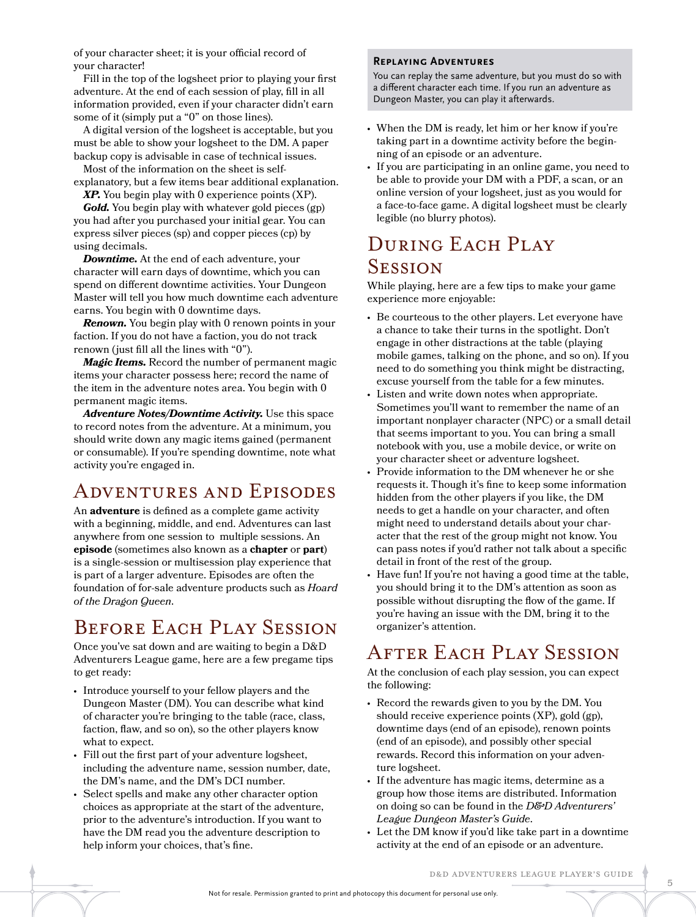of your character sheet; it is your official record of your character!

Fill in the top of the logsheet prior to playing your first adventure. At the end of each session of play, fill in all information provided, even if your character didn't earn some of it (simply put a "0" on those lines).

A digital version of the logsheet is acceptable, but you must be able to show your logsheet to the DM. A paper backup copy is advisable in case of technical issues.

Most of the information on the sheet is self-explanatory, but a few items bear additional explanation.

***XP.*** You begin play with 0 experience points (XP).

***Gold.*** You begin play with whatever gold pieces (gp) you had after you purchased your initial gear. You can express silver pieces (sp) and copper pieces (cp) by using decimals.

***Downtime.*** At the end of each adventure, your character will earn days of downtime, which you can spend on different downtime activities. Your Dungeon Master will tell you how much downtime each adventure earns. You begin with 0 downtime days.

***Renown.*** You begin play with 0 renown points in your faction. If you do not have a faction, you do not track renown (just fill all the lines with "0").

***Magic Items.*** Record the number of permanent magic items your character possess here; record the name of the item in the adventure notes area. You begin with 0 permanent magic items.

***Adventure Notes/Downtime Activity.*** Use this space to record notes from the adventure. At a minimum, you should write down any magic items gained (permanent or consumable). If you're spending downtime, note what activity you're engaged in.

## Adventures and Episodes

An **adventure** is defined as a complete game activity with a beginning, middle, and end. Adventures can last anywhere from one session to multiple sessions. An **episode** (sometimes also known as a **chapter** or **part**) is a single-session or multisession play experience that is part of a larger adventure. Episodes are often the foundation of for-sale adventure products such as *Hoard of the Dragon Queen*.

## Before Each Play Session

Once you've sat down and are waiting to begin a D&D Adventurers League game, here are a few pregame tips to get ready:

- Introduce yourself to your fellow players and the Dungeon Master (DM). You can describe what kind of character you're bringing to the table (race, class, faction, flaw, and so on), so the other players know what to expect.
- Fill out the first part of your adventure logsheet, including the adventure name, session number, date, the DM's name, and the DM's DCI number.
- Select spells and make any other character option choices as appropriate at the start of the adventure, prior to the adventure's introduction. If you want to have the DM read you the adventure description to help inform your choices, that's fine.

### Replaying Adventures

You can replay the same adventure, but you must do so with a different character each time. If you run an adventure as Dungeon Master, you can play it afterwards.

- When the DM is ready, let him or her know if you're taking part in a downtime activity before the beginning of an episode or an adventure.
- If you are participating in an online game, you need to be able to provide your DM with a PDF, a scan, or an online version of your logsheet, just as you would for a face-to-face game. A digital logsheet must be clearly legible (no blurry photos).

## During Each Play Session

While playing, here are a few tips to make your game experience more enjoyable:

- Be courteous to the other players. Let everyone have a chance to take their turns in the spotlight. Don't engage in other distractions at the table (playing mobile games, talking on the phone, and so on). If you need to do something you think might be distracting, excuse yourself from the table for a few minutes.
- Listen and write down notes when appropriate. Sometimes you'll want to remember the name of an important nonplayer character (NPC) or a small detail that seems important to you. You can bring a small notebook with you, use a mobile device, or write on your character sheet or adventure logsheet.
- Provide information to the DM whenever he or she requests it. Though it's fine to keep some information hidden from the other players if you like, the DM needs to get a handle on your character, and often might need to understand details about your character that the rest of the group might not know. You can pass notes if you'd rather not talk about a specific detail in front of the rest of the group.
- Have fun! If you're not having a good time at the table, you should bring it to the DM's attention as soon as possible without disrupting the flow of the game. If you're having an issue with the DM, bring it to the organizer's attention.

## After Each Play Session

At the conclusion of each play session, you can expect the following:

- Record the rewards given to you by the DM. You should receive experience points (XP), gold (gp), downtime days (end of an episode), renown points (end of an episode), and possibly other special rewards. Record this information on your adventure logsheet.
- If the adventure has magic items, determine as a group how those items are distributed. Information on doing so can be found in the *D&D Adventurers' League Dungeon Master's Guide*.
- Let the DM know if you'd like take part in a downtime activity at the end of an episode or an adventure.

Not for resale. Permission granted to print and photocopy this document for personal use only.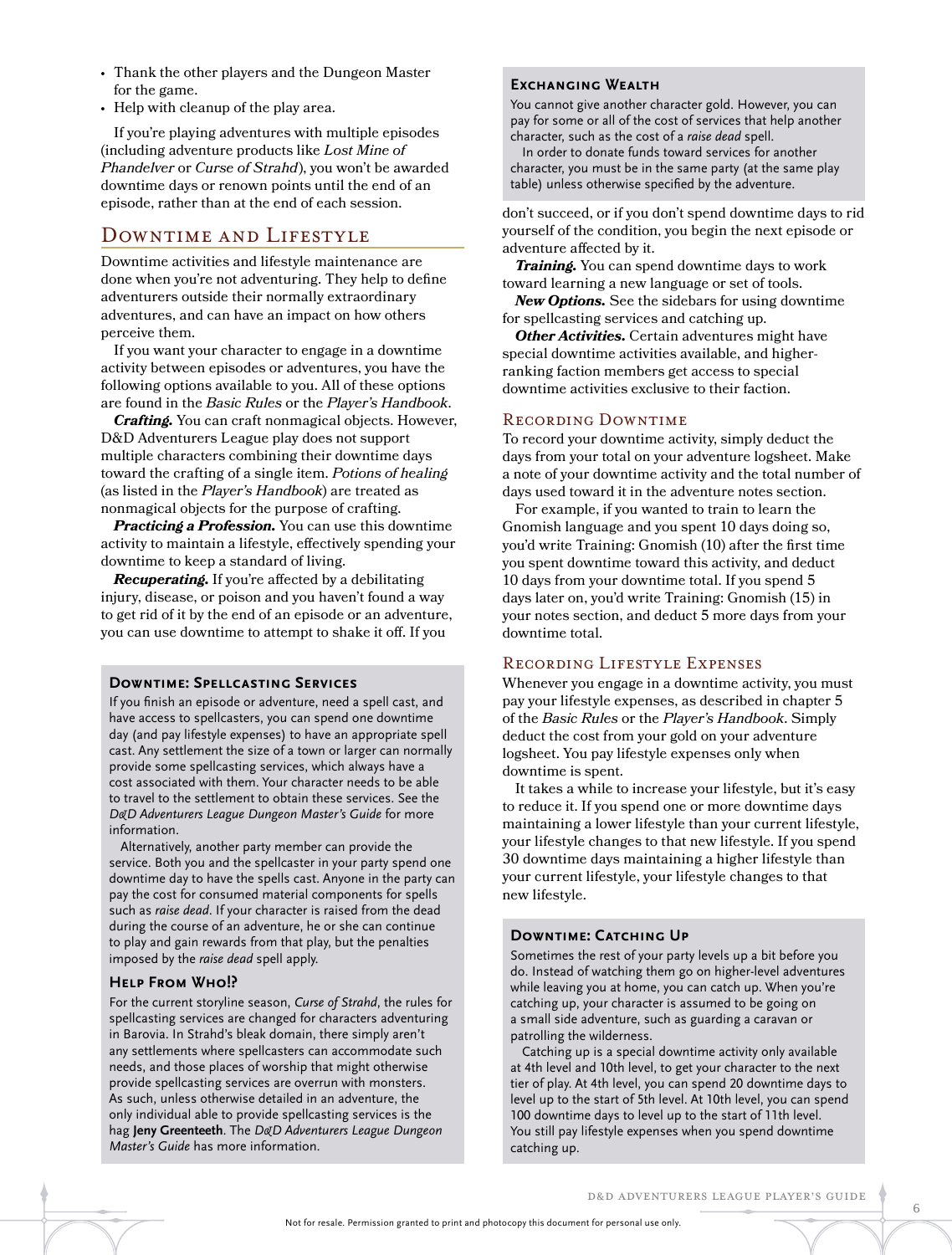- Thank the other players and the Dungeon Master for the game.
- Help with cleanup of the play area.

If you're playing adventures with multiple episodes (including adventure products like *Lost Mine of Phandelver* or *Curse of Strahd*), you won't be awarded downtime days or renown points until the end of an episode, rather than at the end of each session.

## Downtime and Lifestyle

Downtime activities and lifestyle maintenance are done when you're not adventuring. They help to define adventurers outside their normally extraordinary adventures, and can have an impact on how others perceive them.

If you want your character to engage in a downtime activity between episodes or adventures, you have the following options available to you. All of these options are found in the *Basic Rules* or the *Player's Handbook*.

***Crafting.*** You can craft nonmagical objects. However, D&D Adventurers League play does not support multiple characters combining their downtime days toward the crafting of a single item. *Potions of healing* (as listed in the *Player's Handbook*) are treated as nonmagical objects for the purpose of crafting.

***Practicing a Profession.*** You can use this downtime activity to maintain a lifestyle, effectively spending your downtime to keep a standard of living.

***Recuperating.*** If you're affected by a debilitating injury, disease, or poison and you haven't found a way to get rid of it by the end of an episode or an adventure, you can use downtime to attempt to shake it off. If you don't succeed, or if you don't spend downtime days to rid yourself of the condition, you begin the next episode or adventure affected by it.

***Training.*** You can spend downtime days to work toward learning a new language or set of tools.

***New Options.*** See the sidebars for using downtime for spellcasting services and catching up.

***Other Activities.*** Certain adventures might have special downtime activities available, and higher-ranking faction members get access to special downtime activities exclusive to their faction.

### Downtime: Spellcasting Services

If you finish an episode or adventure, need a spell cast, and have access to spellcasters, you can spend one downtime day (and pay lifestyle expenses) to have an appropriate spell cast. Any settlement the size of a town or larger can normally provide some spellcasting services, which always have a cost associated with them. Your character needs to be able to travel to the settlement to obtain these services. See the *D&D Adventurers League Dungeon Master's Guide* for more information.

Alternatively, another party member can provide the service. Both you and the spellcaster in your party spend one downtime day to have the spells cast. Anyone in the party can pay the cost for consumed material components for spells such as *raise dead*. If your character is raised from the dead during the course of an adventure, he or she can continue to play and gain rewards from that play, but the penalties imposed by the *raise dead* spell apply.

### Help From Who!?

For the current storyline season, *Curse of Strahd*, the rules for spellcasting services are changed for characters adventuring in Barovia. In Strahd's bleak domain, there simply aren't any settlements where spellcasters can accommodate such needs, and those places of worship that might otherwise provide spellcasting services are overrun with monsters. As such, unless otherwise detailed in an adventure, the only individual able to provide spellcasting services is the hag **Jeny Greenteeth**. The *D&D Adventurers League Dungeon Master's Guide* has more information.

### Exchanging Wealth

You cannot give another character gold. However, you can pay for some or all of the cost of services that help another character, such as the cost of a *raise dead* spell.

In order to donate funds toward services for another character, you must be in the same party (at the same play table) unless otherwise specified by the adventure.

### Recording Downtime

To record your downtime activity, simply deduct the days from your total on your adventure logsheet. Make a note of your downtime activity and the total number of days used toward it in the adventure notes section.

For example, if you wanted to train to learn the Gnomish language and you spent 10 days doing so, you'd write Training: Gnomish (10) after the first time you spent downtime toward this activity, and deduct 10 days from your downtime total. If you spend 5 days later on, you'd write Training: Gnomish (15) in your notes section, and deduct 5 more days from your downtime total.

### Recording Lifestyle Expenses

Whenever you engage in a downtime activity, you must pay your lifestyle expenses, as described in chapter 5 of the *Basic Rules* or the *Player's Handbook*. Simply deduct the cost from your gold on your adventure logsheet. You pay lifestyle expenses only when downtime is spent.

It takes a while to increase your lifestyle, but it's easy to reduce it. If you spend one or more downtime days maintaining a lower lifestyle than your current lifestyle, your lifestyle changes to that new lifestyle. If you spend 30 downtime days maintaining a higher lifestyle than your current lifestyle, your lifestyle changes to that new lifestyle.

### Downtime: Catching Up

Sometimes the rest of your party levels up a bit before you do. Instead of watching them go on higher-level adventures while leaving you at home, you can catch up. When you're catching up, your character is assumed to be going on a small side adventure, such as guarding a caravan or patrolling the wilderness.

Catching up is a special downtime activity only available at 4th level and 10th level, to get your character to the next tier of play. At 4th level, you can spend 20 downtime days to level up to the start of 5th level. At 10th level, you can spend 100 downtime days to level up to the start of 11th level. You still pay lifestyle expenses when you spend downtime catching up.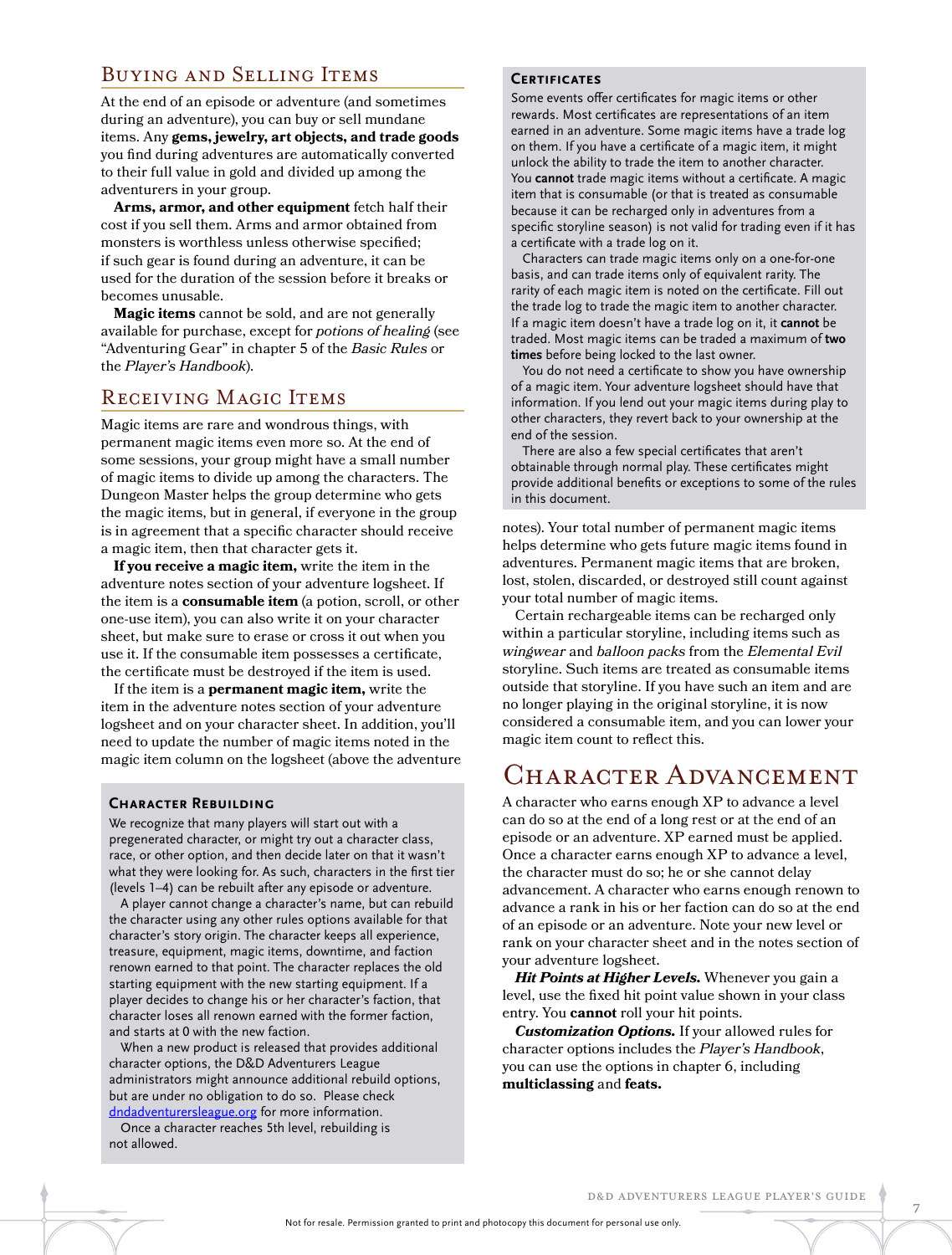## Buying and Selling Items

At the end of an episode or adventure (and sometimes during an adventure), you can buy or sell mundane items. Any **gems, jewelry, art objects, and trade goods** you find during adventures are automatically converted to their full value in gold and divided up among the adventurers in your group.

**Arms, armor, and other equipment** fetch half their cost if you sell them. Arms and armor obtained from monsters is worthless unless otherwise specified; if such gear is found during an adventure, it can be used for the duration of the session before it breaks or becomes unusable.

**Magic items** cannot be sold, and are not generally available for purchase, except for *potions of healing* (see "Adventuring Gear" in chapter 5 of the *Basic Rules* or the *Player's Handbook*).

## Receiving Magic Items

Magic items are rare and wondrous things, with permanent magic items even more so. At the end of some sessions, your group might have a small number of magic items to divide up among the characters. The Dungeon Master helps the group determine who gets the magic items, but in general, if everyone in the group is in agreement that a specific character should receive a magic item, then that character gets it.

**If you receive a magic item,** write the item in the adventure notes section of your adventure logsheet. If the item is a **consumable item** (a potion, scroll, or other one-use item), you can also write it on your character sheet, but make sure to erase or cross it out when you use it. If the consumable item possesses a certificate, the certificate must be destroyed if the item is used.

If the item is a **permanent magic item,** write the item in the adventure notes section of your adventure logsheet and on your character sheet. In addition, you'll need to update the number of magic items noted in the magic item column on the logsheet (above the adventure notes). Your total number of permanent magic items helps determine who gets future magic items found in adventures. Permanent magic items that are broken, lost, stolen, discarded, or destroyed still count against your total number of magic items.

Certain rechargeable items can be recharged only within a particular storyline, including items such as *wingwear* and *balloon packs* from the *Elemental Evil* storyline. Such items are treated as consumable items outside that storyline. If you have such an item and are no longer playing in the original storyline, it is now considered a consumable item, and you can lower your magic item count to reflect this.

### Character Rebuilding

We recognize that many players will start out with a pregenerated character, or might try out a character class, race, or other option, and then decide later on that it wasn't what they were looking for. As such, characters in the first tier (levels 1–4) can be rebuilt after any episode or adventure.

A player cannot change a character's name, but can rebuild the character using any other rules options available for that character's story origin. The character keeps all experience, treasure, equipment, magic items, downtime, and faction renown earned to that point. The character replaces the old starting equipment with the new starting equipment. If a player decides to change his or her character's faction, that character loses all renown earned with the former faction, and starts at 0 with the new faction.

When a new product is released that provides additional character options, the D&D Adventurers League administrators might announce additional rebuild options, but are under no obligation to do so. Please check dndadventurersleague.org for more information.

Once a character reaches 5th level, rebuilding is not allowed.

### Certificates

Some events offer certificates for magic items or other rewards. Most certificates are representations of an item earned in an adventure. Some magic items have a trade log on them. If you have a certificate of a magic item, it might unlock the ability to trade the item to another character. You **cannot** trade magic items without a certificate. A magic item that is consumable (or that is treated as consumable because it can be recharged only in adventures from a specific storyline season) is not valid for trading even if it has a certificate with a trade log on it.

Characters can trade magic items only on a one-for-one basis, and can trade items only of equivalent rarity. The rarity of each magic item is noted on the certificate. Fill out the trade log to trade the magic item to another character. If a magic item doesn't have a trade log on it, it **cannot** be traded. Most magic items can be traded a maximum of **two times** before being locked to the last owner.

You do not need a certificate to show you have ownership of a magic item. Your adventure logsheet should have that information. If you lend out your magic items during play to other characters, they revert back to your ownership at the end of the session.

There are also a few special certificates that aren't obtainable through normal play. These certificates might provide additional benefits or exceptions to some of the rules in this document.

# Character Advancement

A character who earns enough XP to advance a level can do so at the end of a long rest or at the end of an episode or an adventure. XP earned must be applied. Once a character earns enough XP to advance a level, the character must do so; he or she cannot delay advancement. A character who earns enough renown to advance a rank in his or her faction can do so at the end of an episode or an adventure. Note your new level or rank on your character sheet and in the notes section of your adventure logsheet.

***Hit Points at Higher Levels.*** Whenever you gain a level, use the fixed hit point value shown in your class entry. You **cannot** roll your hit points.

***Customization Options.*** If your allowed rules for character options includes the *Player's Handbook*, you can use the options in chapter 6, including **multiclassing** and **feats.**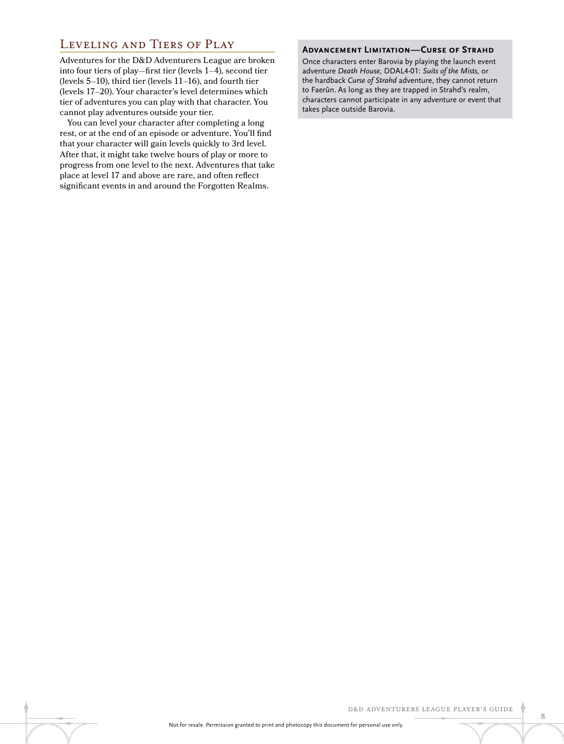## Leveling and Tiers of Play

Adventures for the D&D Adventurers League are broken into four tiers of play—first tier (levels 1–4), second tier (levels 5–10), third tier (levels 11–16), and fourth tier (levels 17–20). Your character's level determines which tier of adventures you can play with that character. You cannot play adventures outside your tier.

You can level your character after completing a long rest, or at the end of an episode or adventure. You'll find that your character will gain levels quickly to 3rd level. After that, it might take twelve hours of play or more to progress from one level to the next. Adventures that take place at level 17 and above are rare, and often reflect significant events in and around the Forgotten Realms.

### Advancement Limitation—Curse of Strahd

Once characters enter Barovia by playing the launch event adventure *Death House*, DDAL4-01: *Suits of the Mists*, or the hardback *Curse of Strahd* adventure, they cannot return to Faerûn. As long as they are trapped in Strahd's realm, characters cannot participate in any adventure or event that takes place outside Barovia.

Not for resale. Permission granted to print and photocopy this document for personal use only.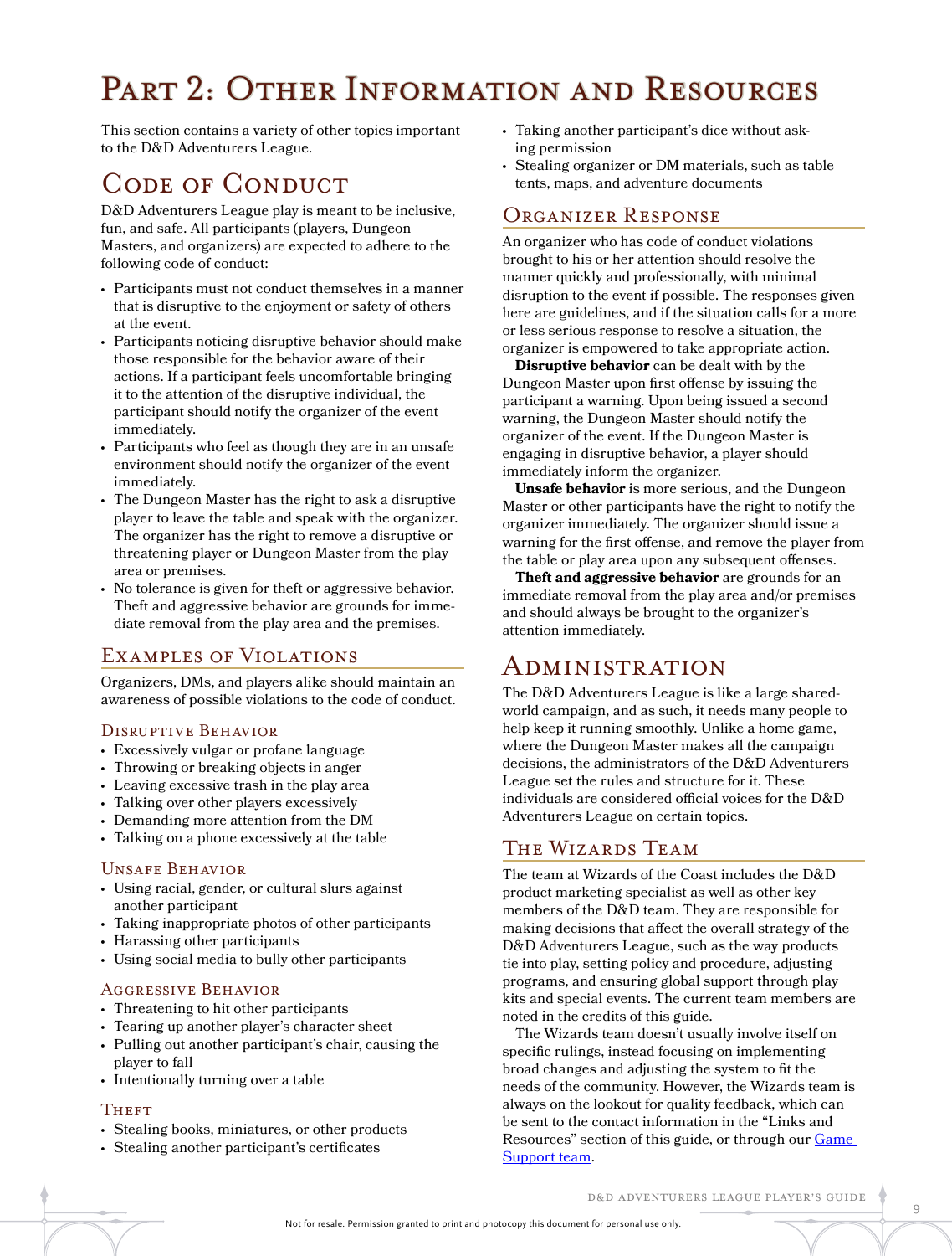# Part 2: Other Information and Resources

This section contains a variety of other topics important to the D&D Adventurers League.

## Code of Conduct

D&D Adventurers League play is meant to be inclusive, fun, and safe. All participants (players, Dungeon Masters, and organizers) are expected to adhere to the following code of conduct:

- Participants must not conduct themselves in a manner that is disruptive to the enjoyment or safety of others at the event.
- Participants noticing disruptive behavior should make those responsible for the behavior aware of their actions. If a participant feels uncomfortable bringing it to the attention of the disruptive individual, the participant should notify the organizer of the event immediately.
- Participants who feel as though they are in an unsafe environment should notify the organizer of the event immediately.
- The Dungeon Master has the right to ask a disruptive player to leave the table and speak with the organizer. The organizer has the right to remove a disruptive or threatening player or Dungeon Master from the play area or premises.
- No tolerance is given for theft or aggressive behavior. Theft and aggressive behavior are grounds for immediate removal from the play area and the premises.

### Examples of Violations

Organizers, DMs, and players alike should maintain an awareness of possible violations to the code of conduct.

#### Disruptive Behavior

- Excessively vulgar or profane language
- Throwing or breaking objects in anger
- Leaving excessive trash in the play area
- Talking over other players excessively
- Demanding more attention from the DM
- Talking on a phone excessively at the table

#### Unsafe Behavior

- Using racial, gender, or cultural slurs against another participant
- Taking inappropriate photos of other participants
- Harassing other participants
- Using social media to bully other participants

#### Aggressive Behavior

- Threatening to hit other participants
- Tearing up another player's character sheet
- Pulling out another participant's chair, causing the player to fall
- Intentionally turning over a table

#### Theft

- Stealing books, miniatures, or other products
- Stealing another participant's certificates
- Taking another participant's dice without asking permission
- Stealing organizer or DM materials, such as table tents, maps, and adventure documents

### Organizer Response

An organizer who has code of conduct violations brought to his or her attention should resolve the manner quickly and professionally, with minimal disruption to the event if possible. The responses given here are guidelines, and if the situation calls for a more or less serious response to resolve a situation, the organizer is empowered to take appropriate action.

**Disruptive behavior** can be dealt with by the Dungeon Master upon first offense by issuing the participant a warning. Upon being issued a second warning, the Dungeon Master should notify the organizer of the event. If the Dungeon Master is engaging in disruptive behavior, a player should immediately inform the organizer.

**Unsafe behavior** is more serious, and the Dungeon Master or other participants have the right to notify the organizer immediately. The organizer should issue a warning for the first offense, and remove the player from the table or play area upon any subsequent offenses.

**Theft and aggressive behavior** are grounds for an immediate removal from the play area and/or premises and should always be brought to the organizer's attention immediately.

## Administration

The D&D Adventurers League is like a large shared-world campaign, and as such, it needs many people to help keep it running smoothly. Unlike a home game, where the Dungeon Master makes all the campaign decisions, the administrators of the D&D Adventurers League set the rules and structure for it. These individuals are considered official voices for the D&D Adventurers League on certain topics.

### The Wizards Team

The team at Wizards of the Coast includes the D&D product marketing specialist as well as other key members of the D&D team. They are responsible for making decisions that affect the overall strategy of the D&D Adventurers League, such as the way products tie into play, setting policy and procedure, adjusting programs, and ensuring global support through play kits and special events. The current team members are noted in the credits of this guide.

The Wizards team doesn't usually involve itself on specific rulings, instead focusing on implementing broad changes and adjusting the system to fit the needs of the community. However, the Wizards team is always on the lookout for quality feedback, which can be sent to the contact information in the "Links and Resources" section of this guide, or through our Game Support team.

Not for resale. Permission granted to print and photocopy this document for personal use only.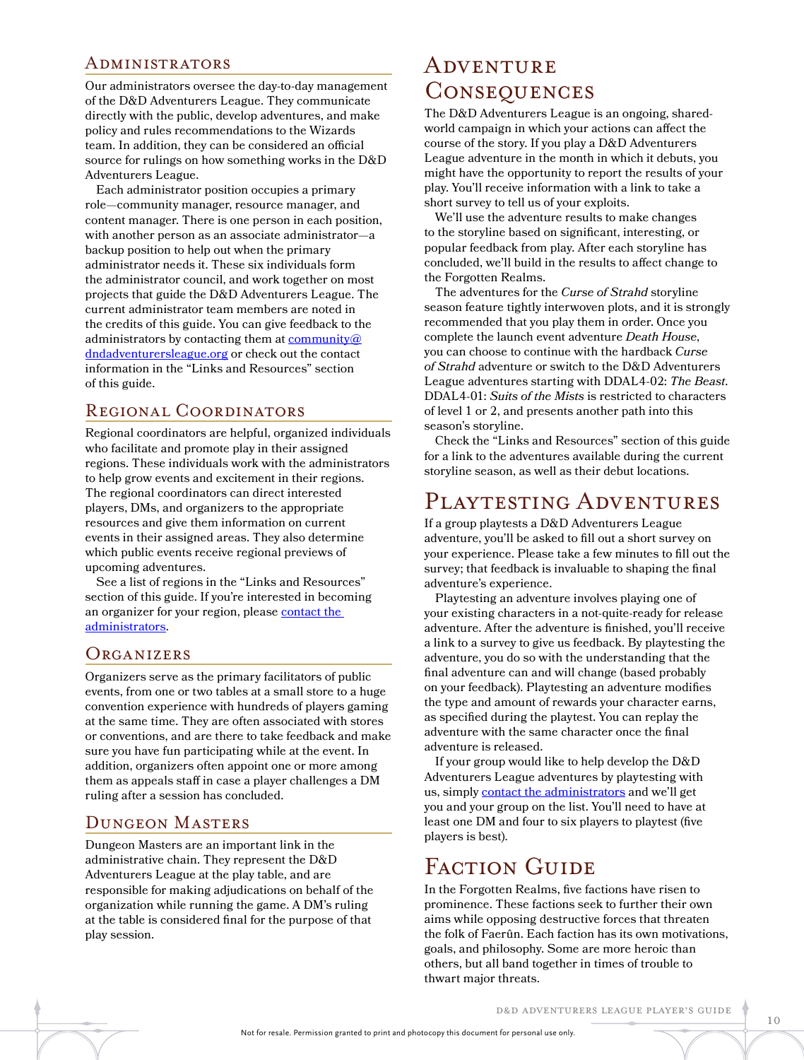### Administrators

Our administrators oversee the day-to-day management of the D&D Adventurers League. They communicate directly with the public, develop adventures, and make policy and rules recommendations to the Wizards team. In addition, they can be considered an official source for rulings on how something works in the D&D Adventurers League.

Each administrator position occupies a primary role—community manager, resource manager, and content manager. There is one person in each position, with another person as an associate administrator—a backup position to help out when the primary administrator needs it. These six individuals form the administrator council, and work together on most projects that guide the D&D Adventurers League. The current administrator team members are noted in the credits of this guide. You can give feedback to the administrators by contacting them at community@dndadventurersleague.org or check out the contact information in the "Links and Resources" section of this guide.

### Regional Coordinators

Regional coordinators are helpful, organized individuals who facilitate and promote play in their assigned regions. These individuals work with the administrators to help grow events and excitement in their regions. The regional coordinators can direct interested players, DMs, and organizers to the appropriate resources and give them information on current events in their assigned areas. They also determine which public events receive regional previews of upcoming adventures.

See a list of regions in the "Links and Resources" section of this guide. If you're interested in becoming an organizer for your region, please contact the administrators.

### Organizers

Organizers serve as the primary facilitators of public events, from one or two tables at a small store to a huge convention experience with hundreds of players gaming at the same time. They are often associated with stores or conventions, and are there to take feedback and make sure you have fun participating while at the event. In addition, organizers often appoint one or more among them as appeals staff in case a player challenges a DM ruling after a session has concluded.

### Dungeon Masters

Dungeon Masters are an important link in the administrative chain. They represent the D&D Adventurers League at the play table, and are responsible for making adjudications on behalf of the organization while running the game. A DM's ruling at the table is considered final for the purpose of that play session.

## Adventure Consequences

The D&D Adventurers League is an ongoing, shared-world campaign in which your actions can affect the course of the story. If you play a D&D Adventurers League adventure in the month in which it debuts, you might have the opportunity to report the results of your play. You'll receive information with a link to take a short survey to tell us of your exploits.

We'll use the adventure results to make changes to the storyline based on significant, interesting, or popular feedback from play. After each storyline has concluded, we'll build in the results to affect change to the Forgotten Realms.

The adventures for the *Curse of Strahd* storyline season feature tightly interwoven plots, and it is strongly recommended that you play them in order. Once you complete the launch event adventure *Death House*, you can choose to continue with the hardback *Curse of Strahd* adventure or switch to the D&D Adventurers League adventures starting with DDAL4-02: *The Beast*. DDAL4-01: *Suits of the Mists* is restricted to characters of level 1 or 2, and presents another path into this season's storyline.

Check the "Links and Resources" section of this guide for a link to the adventures available during the current storyline season, as well as their debut locations.

## Playtesting Adventures

If a group playtests a D&D Adventurers League adventure, you'll be asked to fill out a short survey on your experience. Please take a few minutes to fill out the survey; that feedback is invaluable to shaping the final adventure's experience.

Playtesting an adventure involves playing one of your existing characters in a not-quite-ready for release adventure. After the adventure is finished, you'll receive a link to a survey to give us feedback. By playtesting the adventure, you do so with the understanding that the final adventure can and will change (based probably on your feedback). Playtesting an adventure modifies the type and amount of rewards your character earns, as specified during the playtest. You can replay the adventure with the same character once the final adventure is released.

If your group would like to help develop the D&D Adventurers League adventures by playtesting with us, simply contact the administrators and we'll get you and your group on the list. You'll need to have at least one DM and four to six players to playtest (five players is best).

## Faction Guide

In the Forgotten Realms, five factions have risen to prominence. These factions seek to further their own aims while opposing destructive forces that threaten the folk of Faerûn. Each faction has its own motivations, goals, and philosophy. Some are more heroic than others, but all band together in times of trouble to thwart major threats.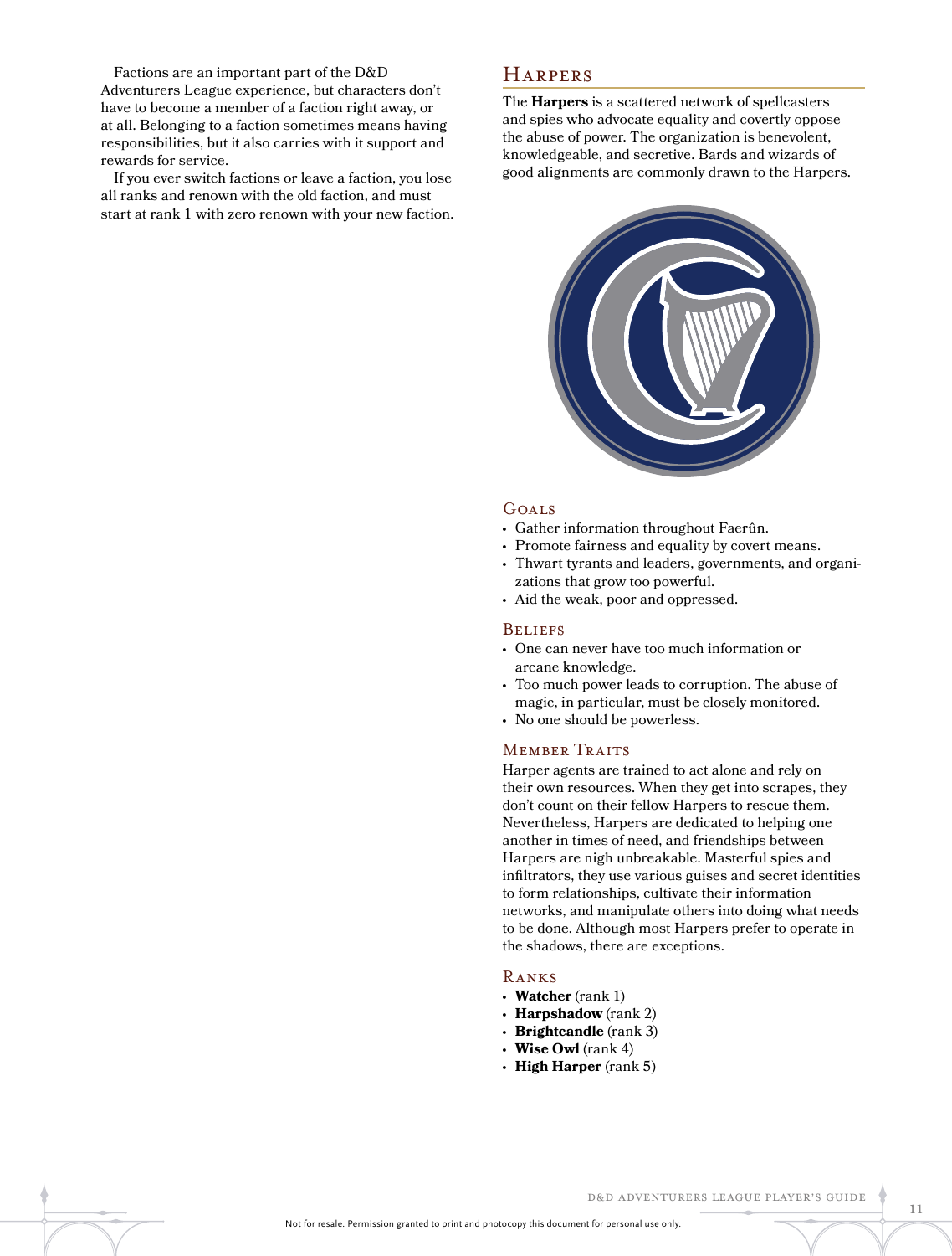Factions are an important part of the D&D Adventurers League experience, but characters don't have to become a member of a faction right away, or at all. Belonging to a faction sometimes means having responsibilities, but it also carries with it support and rewards for service.

If you ever switch factions or leave a faction, you lose all ranks and renown with the old faction, and must start at rank 1 with zero renown with your new faction.

## Harpers

The **Harpers** is a scattered network of spellcasters and spies who advocate equality and covertly oppose the abuse of power. The organization is benevolent, knowledgeable, and secretive. Bards and wizards of good alignments are commonly drawn to the Harpers.

### Goals

- Gather information throughout Faerûn.
- Promote fairness and equality by covert means.
- Thwart tyrants and leaders, governments, and organizations that grow too powerful.
- Aid the weak, poor and oppressed.

### Beliefs

- One can never have too much information or arcane knowledge.
- Too much power leads to corruption. The abuse of magic, in particular, must be closely monitored.
- No one should be powerless.

### Member Traits

Harper agents are trained to act alone and rely on their own resources. When they get into scrapes, they don't count on their fellow Harpers to rescue them. Nevertheless, Harpers are dedicated to helping one another in times of need, and friendships between Harpers are nigh unbreakable. Masterful spies and infiltrators, they use various guises and secret identities to form relationships, cultivate their information networks, and manipulate others into doing what needs to be done. Although most Harpers prefer to operate in the shadows, there are exceptions.

### Ranks

- **Watcher** (rank 1)
- **Harpshadow** (rank 2)
- **Brightcandle** (rank 3)
- **Wise Owl** (rank 4)
- **High Harper** (rank 5)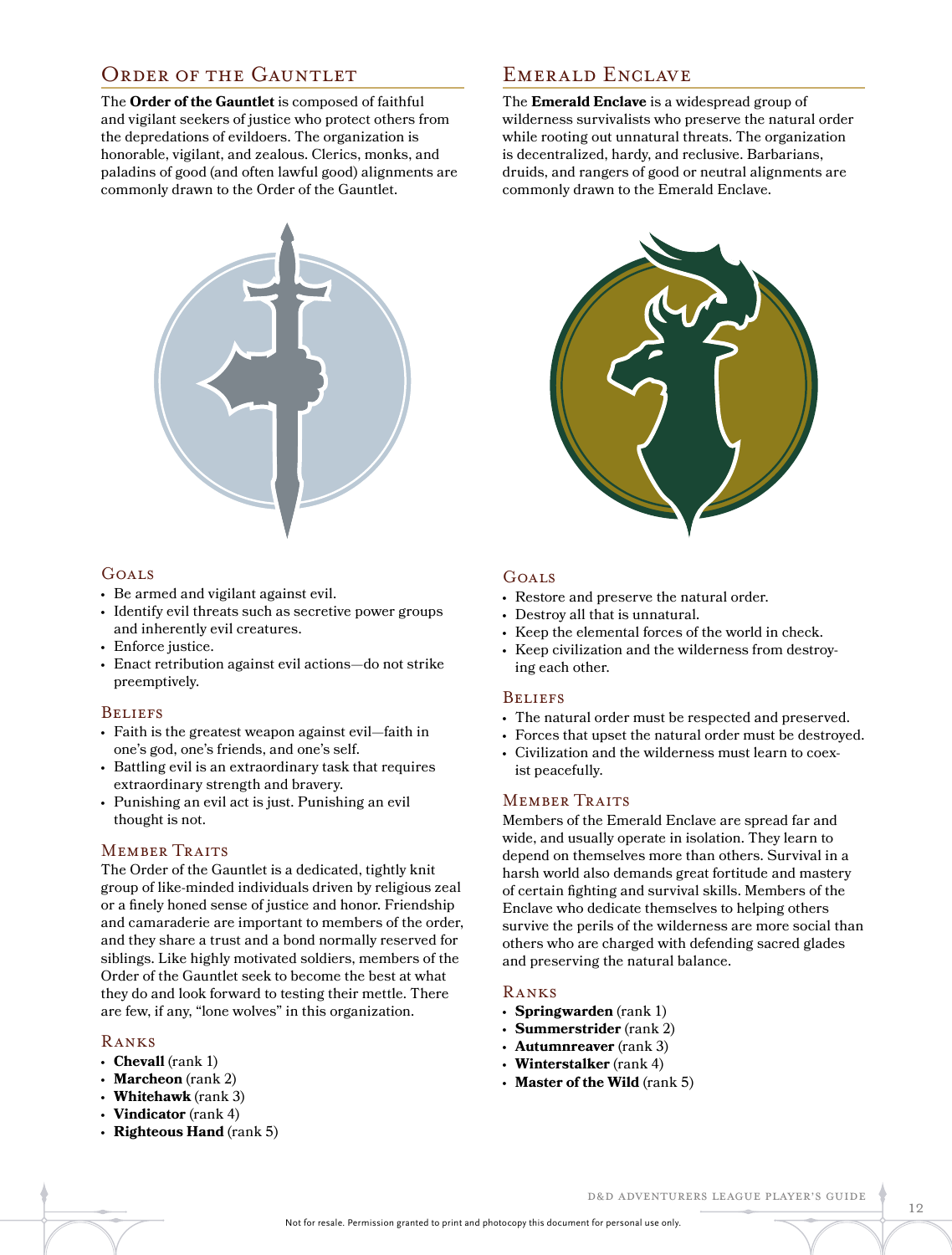## Order of the Gauntlet

The **Order of the Gauntlet** is composed of faithful and vigilant seekers of justice who protect others from the depredations of evildoers. The organization is honorable, vigilant, and zealous. Clerics, monks, and paladins of good (and often lawful good) alignments are commonly drawn to the Order of the Gauntlet.

### Goals

- Be armed and vigilant against evil.
- Identify evil threats such as secretive power groups and inherently evil creatures.
- Enforce justice.
- Enact retribution against evil actions—do not strike preemptively.

### Beliefs

- Faith is the greatest weapon against evil—faith in one's god, one's friends, and one's self.
- Battling evil is an extraordinary task that requires extraordinary strength and bravery.
- Punishing an evil act is just. Punishing an evil thought is not.

### Member Traits

The Order of the Gauntlet is a dedicated, tightly knit group of like-minded individuals driven by religious zeal or a finely honed sense of justice and honor. Friendship and camaraderie are important to members of the order, and they share a trust and a bond normally reserved for siblings. Like highly motivated soldiers, members of the Order of the Gauntlet seek to become the best at what they do and look forward to testing their mettle. There are few, if any, "lone wolves" in this organization.

### Ranks

- **Chevall** (rank 1)
- **Marcheon** (rank 2)
- **Whitehawk** (rank 3)
- **Vindicator** (rank 4)
- **Righteous Hand** (rank 5)

## Emerald Enclave

The **Emerald Enclave** is a widespread group of wilderness survivalists who preserve the natural order while rooting out unnatural threats. The organization is decentralized, hardy, and reclusive. Barbarians, druids, and rangers of good or neutral alignments are commonly drawn to the Emerald Enclave.

### Goals

- Restore and preserve the natural order.
- Destroy all that is unnatural.
- Keep the elemental forces of the world in check.
- Keep civilization and the wilderness from destroying each other.

### Beliefs

- The natural order must be respected and preserved.
- Forces that upset the natural order must be destroyed.
- Civilization and the wilderness must learn to coexist peacefully.

### Member Traits

Members of the Emerald Enclave are spread far and wide, and usually operate in isolation. They learn to depend on themselves more than others. Survival in a harsh world also demands great fortitude and mastery of certain fighting and survival skills. Members of the Enclave who dedicate themselves to helping others survive the perils of the wilderness are more social than others who are charged with defending sacred glades and preserving the natural balance.

### Ranks

- **Springwarden** (rank 1)
- **Summerstrider** (rank 2)
- **Autumnreaver** (rank 3)
- **Winterstalker** (rank 4)
- **Master of the Wild** (rank 5)

Not for resale. Permission granted to print and photocopy this document for personal use only.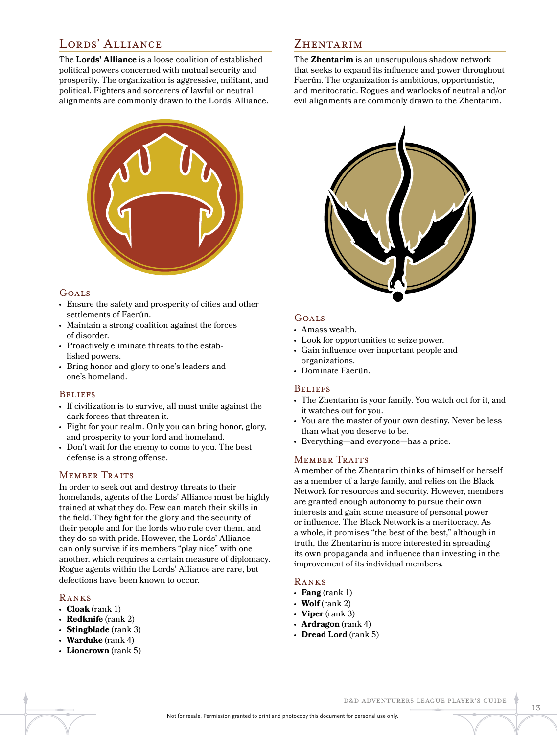## Lords' Alliance

The **Lords' Alliance** is a loose coalition of established political powers concerned with mutual security and prosperity. The organization is aggressive, militant, and political. Fighters and sorcerers of lawful or neutral alignments are commonly drawn to the Lords' Alliance.

### Goals

- Ensure the safety and prosperity of cities and other settlements of Faerûn.
- Maintain a strong coalition against the forces of disorder.
- Proactively eliminate threats to the established powers.
- Bring honor and glory to one's leaders and one's homeland.

### Beliefs

- If civilization is to survive, all must unite against the dark forces that threaten it.
- Fight for your realm. Only you can bring honor, glory, and prosperity to your lord and homeland.
- Don't wait for the enemy to come to you. The best defense is a strong offense.

### Member Traits

In order to seek out and destroy threats to their homelands, agents of the Lords' Alliance must be highly trained at what they do. Few can match their skills in the field. They fight for the glory and the security of their people and for the lords who rule over them, and they do so with pride. However, the Lords' Alliance can only survive if its members "play nice" with one another, which requires a certain measure of diplomacy. Rogue agents within the Lords' Alliance are rare, but defections have been known to occur.

### Ranks

- **Cloak** (rank 1)
- **Redknife** (rank 2)
- **Stingblade** (rank 3)
- **Warduke** (rank 4)
- **Lioncrown** (rank 5)

## Zhentarim

The **Zhentarim** is an unscrupulous shadow network that seeks to expand its influence and power throughout Faerûn. The organization is ambitious, opportunistic, and meritocratic. Rogues and warlocks of neutral and/or evil alignments are commonly drawn to the Zhentarim.

### Goals

- Amass wealth.
- Look for opportunities to seize power.
- Gain influence over important people and organizations.
- Dominate Faerûn.

### Beliefs

- The Zhentarim is your family. You watch out for it, and it watches out for you.
- You are the master of your own destiny. Never be less than what you deserve to be.
- Everything—and everyone—has a price.

### Member Traits

A member of the Zhentarim thinks of himself or herself as a member of a large family, and relies on the Black Network for resources and security. However, members are granted enough autonomy to pursue their own interests and gain some measure of personal power or influence. The Black Network is a meritocracy. As a whole, it promises "the best of the best," although in truth, the Zhentarim is more interested in spreading its own propaganda and influence than investing in the improvement of its individual members.

### Ranks

- **Fang** (rank 1)
- **Wolf** (rank 2)
- **Viper** (rank 3)
- **Ardragon** (rank 4)
- **Dread Lord** (rank 5)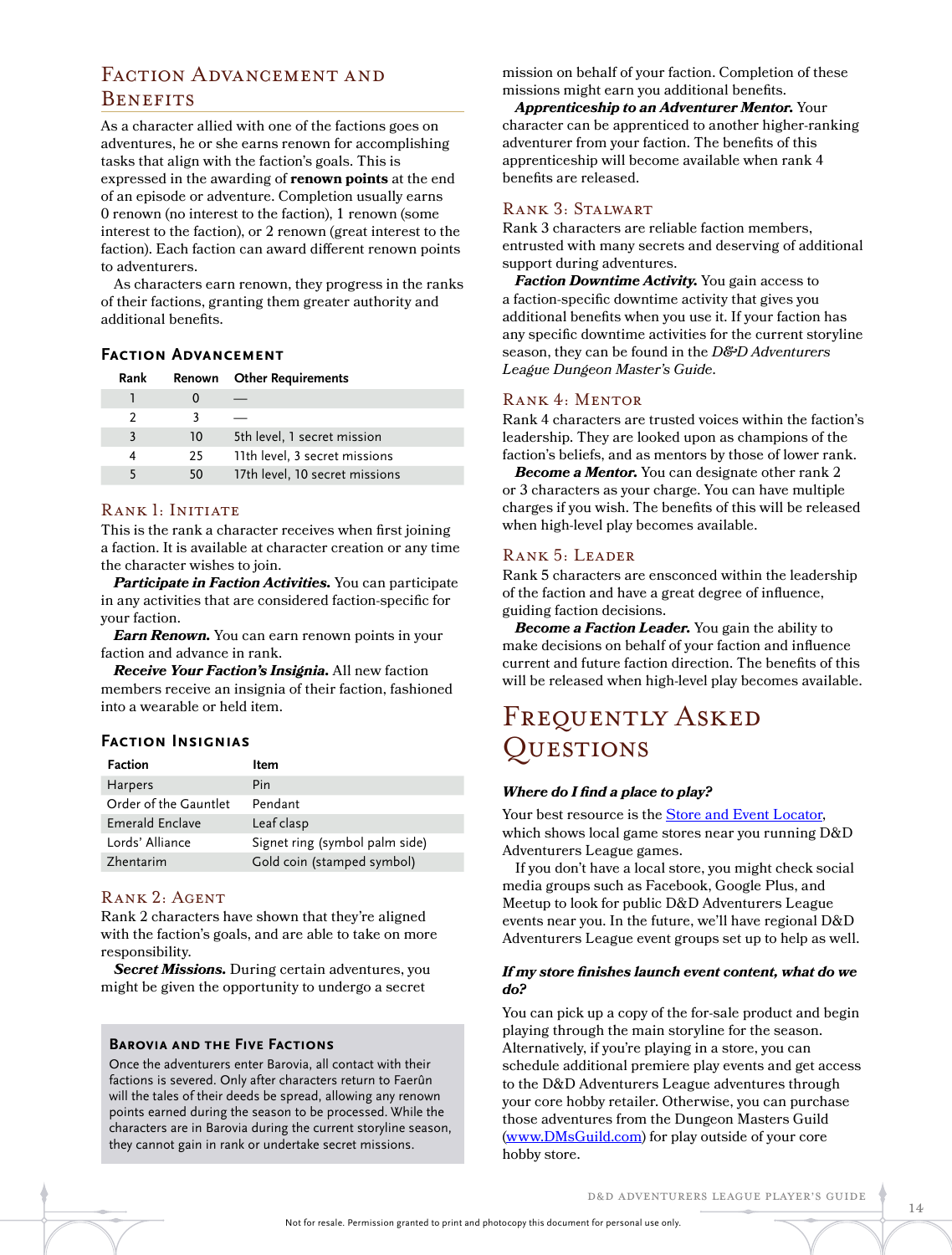## Faction Advancement and Benefits

As a character allied with one of the factions goes on adventures, he or she earns renown for accomplishing tasks that align with the faction's goals. This is expressed in the awarding of **renown points** at the end of an episode or adventure. Completion usually earns 0 renown (no interest to the faction), 1 renown (some interest to the faction), or 2 renown (great interest to the faction). Each faction can award different renown points to adventurers.

As characters earn renown, they progress in the ranks of their factions, granting them greater authority and additional benefits.

### Faction Advancement

| Rank | Renown | Other Requirements |
|---|---|---|
| 1 | 0 | — |
| 2 | 3 | — |
| 3 | 10 | 5th level, 1 secret mission |
| 4 | 25 | 11th level, 3 secret missions |
| 5 | 50 | 17th level, 10 secret missions |

### Rank 1: Initiate

This is the rank a character receives when first joining a faction. It is available at character creation or any time the character wishes to join.

***Participate in Faction Activities.*** You can participate in any activities that are considered faction-specific for your faction.

***Earn Renown.*** You can earn renown points in your faction and advance in rank.

***Receive Your Faction's Insignia.*** All new faction members receive an insignia of their faction, fashioned into a wearable or held item.

### Faction Insignias

| Faction | Item |
|---|---|
| Harpers | Pin |
| Order of the Gauntlet | Pendant |
| Emerald Enclave | Leaf clasp |
| Lords' Alliance | Signet ring (symbol palm side) |
| Zhentarim | Gold coin (stamped symbol) |

### Rank 2: Agent

Rank 2 characters have shown that they're aligned with the faction's goals, and are able to take on more responsibility.

***Secret Missions.*** During certain adventures, you might be given the opportunity to undergo a secret mission on behalf of your faction. Completion of these missions might earn you additional benefits.

***Apprenticeship to an Adventurer Mentor.*** Your character can be apprenticed to another higher-ranking adventurer from your faction. The benefits of this apprenticeship will become available when rank 4 benefits are released.

> **Barovia and the Five Factions**
>
> Once the adventurers enter Barovia, all contact with their factions is severed. Only after characters return to Faerûn will the tales of their deeds be spread, allowing any renown points earned during the season to be processed. While the characters are in Barovia during the current storyline season, they cannot gain in rank or undertake secret missions.

### Rank 3: Stalwart

Rank 3 characters are reliable faction members, entrusted with many secrets and deserving of additional support during adventures.

***Faction Downtime Activity.*** You gain access to a faction-specific downtime activity that gives you additional benefits when you use it. If your faction has any specific downtime activities for the current storyline season, they can be found in the *D&D Adventurers League Dungeon Master's Guide*.

### Rank 4: Mentor

Rank 4 characters are trusted voices within the faction's leadership. They are looked upon as champions of the faction's beliefs, and as mentors by those of lower rank.

***Become a Mentor.*** You can designate other rank 2 or 3 characters as your charge. You can have multiple charges if you wish. The benefits of this will be released when high-level play becomes available.

### Rank 5: Leader

Rank 5 characters are ensconced within the leadership of the faction and have a great degree of influence, guiding faction decisions.

***Become a Faction Leader.*** You gain the ability to make decisions on behalf of your faction and influence current and future faction direction. The benefits of this will be released when high-level play becomes available.

# Frequently Asked Questions

***Where do I find a place to play?***

Your best resource is the Store and Event Locator, which shows local game stores near you running D&D Adventurers League games.

If you don't have a local store, you might check social media groups such as Facebook, Google Plus, and Meetup to look for public D&D Adventurers League events near you. In the future, we'll have regional D&D Adventurers League event groups set up to help as well.

***If my store finishes launch event content, what do we do?***

You can pick up a copy of the for-sale product and begin playing through the main storyline for the season. Alternatively, if you're playing in a store, you can schedule additional premiere play events and get access to the D&D Adventurers League adventures through your core hobby retailer. Otherwise, you can purchase those adventures from the Dungeon Masters Guild (www.DMsGuild.com) for play outside of your core hobby store.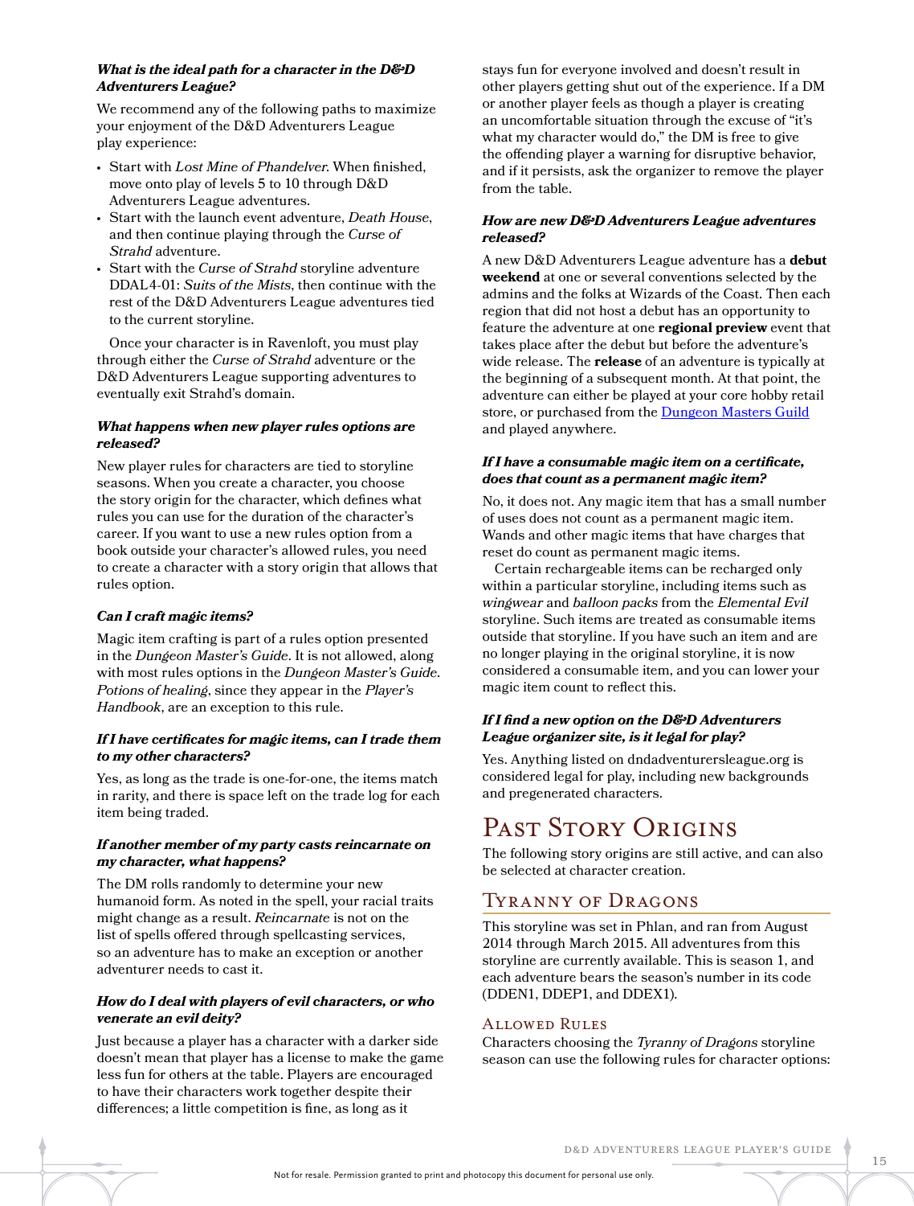### What is the ideal path for a character in the D&D Adventurers League?

We recommend any of the following paths to maximize your enjoyment of the D&D Adventurers League play experience:

- Start with *Lost Mine of Phandelver*. When finished, move onto play of levels 5 to 10 through D&D Adventurers League adventures.
- Start with the launch event adventure, *Death House*, and then continue playing through the *Curse of Strahd* adventure.
- Start with the *Curse of Strahd* storyline adventure DDAL4-01: *Suits of the Mists*, then continue with the rest of the D&D Adventurers League adventures tied to the current storyline.

Once your character is in Ravenloft, you must play through either the *Curse of Strahd* adventure or the D&D Adventurers League supporting adventures to eventually exit Strahd's domain.

### What happens when new player rules options are released?

New player rules for characters are tied to storyline seasons. When you create a character, you choose the story origin for the character, which defines what rules you can use for the duration of the character's career. If you want to use a new rules option from a book outside your character's allowed rules, you need to create a character with a story origin that allows that rules option.

### Can I craft magic items?

Magic item crafting is part of a rules option presented in the *Dungeon Master's Guide*. It is not allowed, along with most rules options in the *Dungeon Master's Guide*. *Potions of healing*, since they appear in the *Player's Handbook*, are an exception to this rule.

### If I have certificates for magic items, can I trade them to my other characters?

Yes, as long as the trade is one-for-one, the items match in rarity, and there is space left on the trade log for each item being traded.

### If another member of my party casts reincarnate on my character, what happens?

The DM rolls randomly to determine your new humanoid form. As noted in the spell, your racial traits might change as a result. *Reincarnate* is not on the list of spells offered through spellcasting services, so an adventure has to make an exception or another adventurer needs to cast it.

### How do I deal with players of evil characters, or who venerate an evil deity?

Just because a player has a character with a darker side doesn't mean that player has a license to make the game less fun for others at the table. Players are encouraged to have their characters work together despite their differences; a little competition is fine, as long as it stays fun for everyone involved and doesn't result in other players getting shut out of the experience. If a DM or another player feels as though a player is creating an uncomfortable situation through the excuse of "it's what my character would do," the DM is free to give the offending player a warning for disruptive behavior, and if it persists, ask the organizer to remove the player from the table.

### How are new D&D Adventurers League adventures released?

A new D&D Adventurers League adventure has a **debut weekend** at one or several conventions selected by the admins and the folks at Wizards of the Coast. Then each region that did not host a debut has an opportunity to feature the adventure at one **regional preview** event that takes place after the debut but before the adventure's wide release. The **release** of an adventure is typically at the beginning of a subsequent month. At that point, the adventure can either be played at your core hobby retail store, or purchased from the Dungeon Masters Guild and played anywhere.

### If I have a consumable magic item on a certificate, does that count as a permanent magic item?

No, it does not. Any magic item that has a small number of uses does not count as a permanent magic item. Wands and other magic items that have charges that reset do count as permanent magic items.

Certain rechargeable items can be recharged only within a particular storyline, including items such as *wingwear* and *balloon packs* from the *Elemental Evil* storyline. Such items are treated as consumable items outside that storyline. If you have such an item and are no longer playing in the original storyline, it is now considered a consumable item, and you can lower your magic item count to reflect this.

### If I find a new option on the D&D Adventurers League organizer site, is it legal for play?

Yes. Anything listed on dndadventurersleague.org is considered legal for play, including new backgrounds and pregenerated characters.

# Past Story Origins

The following story origins are still active, and can also be selected at character creation.

## Tyranny of Dragons

This storyline was set in Phlan, and ran from August 2014 through March 2015. All adventures from this storyline are currently available. This is season 1, and each adventure bears the season's number in its code (DDEN1, DDEP1, and DDEX1).

### Allowed Rules

Characters choosing the *Tyranny of Dragons* storyline season can use the following rules for character options: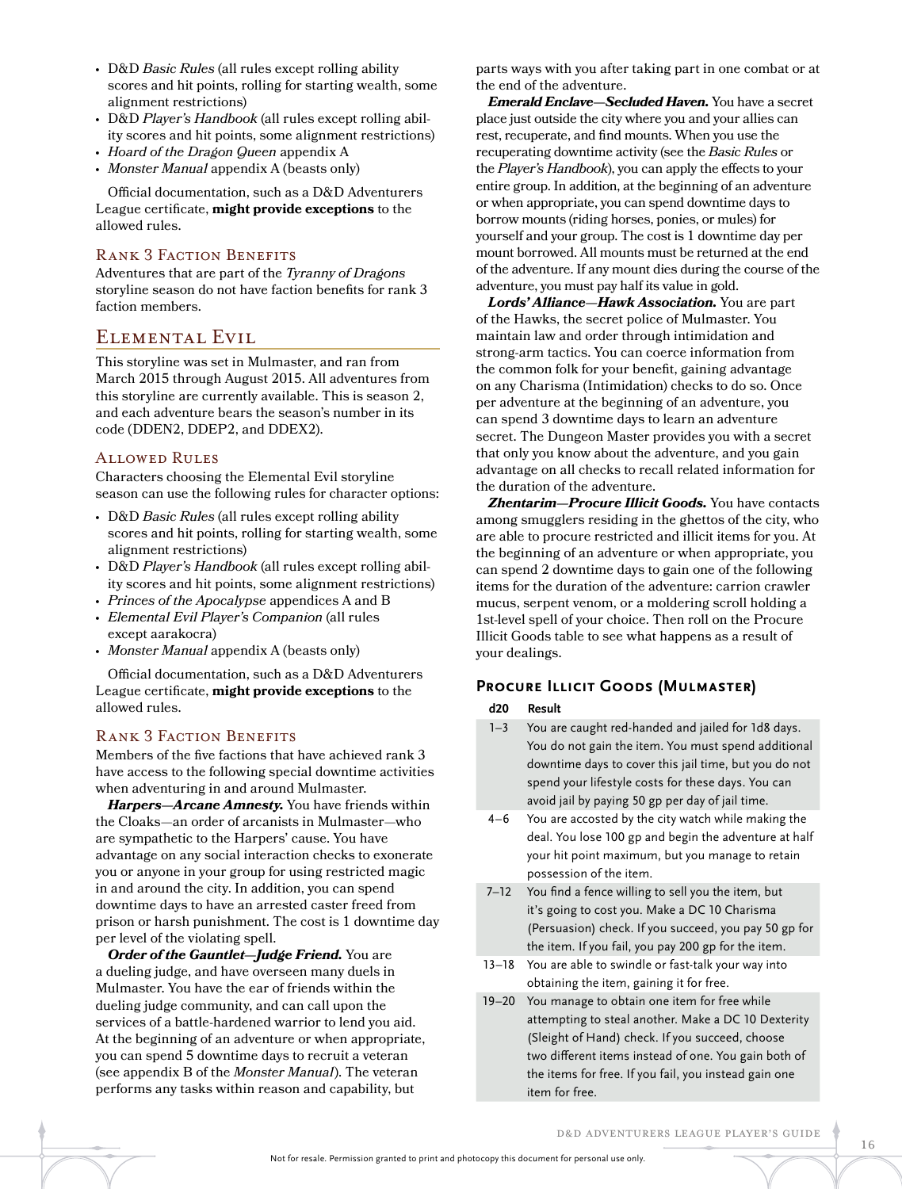- D&D *Basic Rules* (all rules except rolling ability scores and hit points, rolling for starting wealth, some alignment restrictions)
- D&D *Player's Handbook* (all rules except rolling ability scores and hit points, some alignment restrictions)
- *Hoard of the Dragon Queen* appendix A
- *Monster Manual* appendix A (beasts only)

Official documentation, such as a D&D Adventurers League certificate, **might provide exceptions** to the allowed rules.

### Rank 3 Faction Benefits

Adventures that are part of the *Tyranny of Dragons* storyline season do not have faction benefits for rank 3 faction members.

## Elemental Evil

This storyline was set in Mulmaster, and ran from March 2015 through August 2015. All adventures from this storyline are currently available. This is season 2, and each adventure bears the season's number in its code (DDEN2, DDEP2, and DDEX2).

### Allowed Rules

Characters choosing the Elemental Evil storyline season can use the following rules for character options:

- D&D *Basic Rules* (all rules except rolling ability scores and hit points, rolling for starting wealth, some alignment restrictions)
- D&D *Player's Handbook* (all rules except rolling ability scores and hit points, some alignment restrictions)
- *Princes of the Apocalypse* appendices A and B
- *Elemental Evil Player's Companion* (all rules except aarakocra)
- *Monster Manual* appendix A (beasts only)

Official documentation, such as a D&D Adventurers League certificate, **might provide exceptions** to the allowed rules.

### Rank 3 Faction Benefits

Members of the five factions that have achieved rank 3 have access to the following special downtime activities when adventuring in and around Mulmaster.

***Harpers—Arcane Amnesty.*** You have friends within the Cloaks—an order of arcanists in Mulmaster—who are sympathetic to the Harpers' cause. You have advantage on any social interaction checks to exonerate you or anyone in your group for using restricted magic in and around the city. In addition, you can spend downtime days to have an arrested caster freed from prison or harsh punishment. The cost is 1 downtime day per level of the violating spell.

***Order of the Gauntlet—Judge Friend.*** You are a dueling judge, and have overseen many duels in Mulmaster. You have the ear of friends within the dueling judge community, and can call upon the services of a battle-hardened warrior to lend you aid. At the beginning of an adventure or when appropriate, you can spend 5 downtime days to recruit a veteran (see appendix B of the *Monster Manual*). The veteran performs any tasks within reason and capability, but parts ways with you after taking part in one combat or at the end of the adventure.

***Emerald Enclave—Secluded Haven.*** You have a secret place just outside the city where you and your allies can rest, recuperate, and find mounts. When you use the recuperating downtime activity (see the *Basic Rules* or the *Player's Handbook*), you can apply the effects to your entire group. In addition, at the beginning of an adventure or when appropriate, you can spend downtime days to borrow mounts (riding horses, ponies, or mules) for yourself and your group. The cost is 1 downtime day per mount borrowed. All mounts must be returned at the end of the adventure. If any mount dies during the course of the adventure, you must pay half its value in gold.

***Lords' Alliance—Hawk Association.*** You are part of the Hawks, the secret police of Mulmaster. You maintain law and order through intimidation and strong-arm tactics. You can coerce information from the common folk for your benefit, gaining advantage on any Charisma (Intimidation) checks to do so. Once per adventure at the beginning of an adventure, you can spend 3 downtime days to learn an adventure secret. The Dungeon Master provides you with a secret that only you know about the adventure, and you gain advantage on all checks to recall related information for the duration of the adventure.

***Zhentarim—Procure Illicit Goods.*** You have contacts among smugglers residing in the ghettos of the city, who are able to procure restricted and illicit items for you. At the beginning of an adventure or when appropriate, you can spend 2 downtime days to gain one of the following items for the duration of the adventure: carrion crawler mucus, serpent venom, or a moldering scroll holding a 1st-level spell of your choice. Then roll on the Procure Illicit Goods table to see what happens as a result of your dealings.

#### Procure Illicit Goods (Mulmaster)

| d20 | Result |
|---|---|
| 1–3 | You are caught red-handed and jailed for 1d8 days. You do not gain the item. You must spend additional downtime days to cover this jail time, but you do not spend your lifestyle costs for these days. You can avoid jail by paying 50 gp per day of jail time. |
| 4–6 | You are accosted by the city watch while making the deal. You lose 100 gp and begin the adventure at half your hit point maximum, but you manage to retain possession of the item. |
| 7–12 | You find a fence willing to sell you the item, but it's going to cost you. Make a DC 10 Charisma (Persuasion) check. If you succeed, you pay 50 gp for the item. If you fail, you pay 200 gp for the item. |
| 13–18 | You are able to swindle or fast-talk your way into obtaining the item, gaining it for free. |
| 19–20 | You manage to obtain one item for free while attempting to steal another. Make a DC 10 Dexterity (Sleight of Hand) check. If you succeed, choose two different items instead of one. You gain both of the items for free. If you fail, you instead gain one item for free. |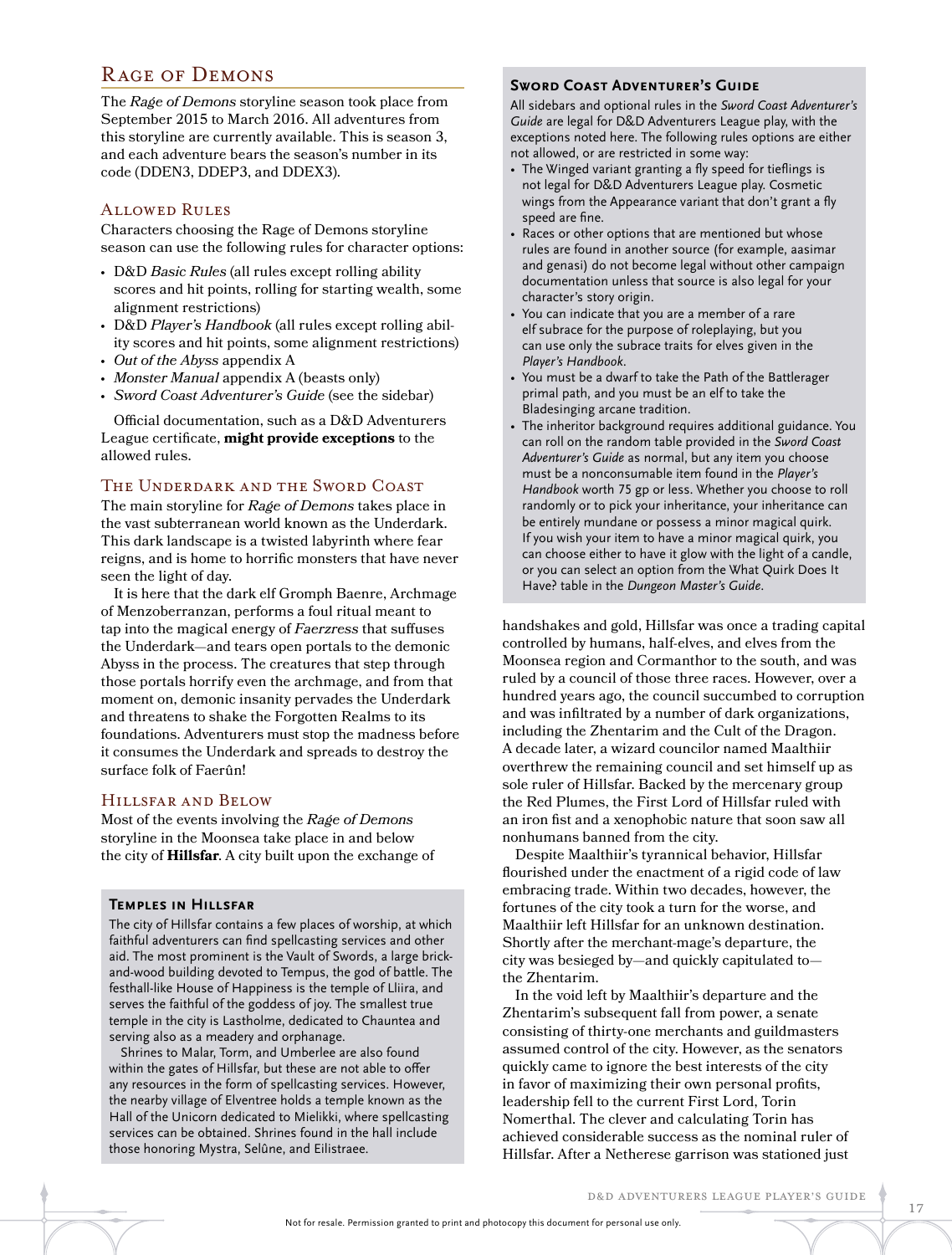## Rage of Demons

The *Rage of Demons* storyline season took place from September 2015 to March 2016. All adventures from this storyline are currently available. This is season 3, and each adventure bears the season's number in its code (DDEN3, DDEP3, and DDEX3).

### Allowed Rules

Characters choosing the Rage of Demons storyline season can use the following rules for character options:

- D&D *Basic Rules* (all rules except rolling ability scores and hit points, rolling for starting wealth, some alignment restrictions)
- D&D *Player's Handbook* (all rules except rolling ability scores and hit points, some alignment restrictions)
- *Out of the Abyss* appendix A
- *Monster Manual* appendix A (beasts only)
- *Sword Coast Adventurer's Guide* (see the sidebar)

Official documentation, such as a D&D Adventurers League certificate, **might provide exceptions** to the allowed rules.

### The Underdark and the Sword Coast

The main storyline for *Rage of Demons* takes place in the vast subterranean world known as the Underdark. This dark landscape is a twisted labyrinth where fear reigns, and is home to horrific monsters that have never seen the light of day.

It is here that the dark elf Gromph Baenre, Archmage of Menzoberranzan, performs a foul ritual meant to tap into the magical energy of *Faerzress* that suffuses the Underdark—and tears open portals to the demonic Abyss in the process. The creatures that step through those portals horrify even the archmage, and from that moment on, demonic insanity pervades the Underdark and threatens to shake the Forgotten Realms to its foundations. Adventurers must stop the madness before it consumes the Underdark and spreads to destroy the surface folk of Faerûn!

### Hillsfar and Below

Most of the events involving the *Rage of Demons* storyline in the Moonsea take place in and below the city of **Hillsfar**. A city built upon the exchange of handshakes and gold, Hillsfar was once a trading capital controlled by humans, half-elves, and elves from the Moonsea region and Cormanthor to the south, and was ruled by a council of those three races. However, over a hundred years ago, the council succumbed to corruption and was infiltrated by a number of dark organizations, including the Zhentarim and the Cult of the Dragon. A decade later, a wizard councilor named Maalthiir overthrew the remaining council and set himself up as sole ruler of Hillsfar. Backed by the mercenary group the Red Plumes, the First Lord of Hillsfar ruled with an iron fist and a xenophobic nature that soon saw all nonhumans banned from the city.

Despite Maalthiir's tyrannical behavior, Hillsfar flourished under the enactment of a rigid code of law embracing trade. Within two decades, however, the fortunes of the city took a turn for the worse, and Maalthiir left Hillsfar for an unknown destination. Shortly after the merchant-mage's departure, the city was besieged by—and quickly capitulated to—the Zhentarim.

In the void left by Maalthiir's departure and the Zhentarim's subsequent fall from power, a senate consisting of thirty-one merchants and guildmasters assumed control of the city. However, as the senators quickly came to ignore the best interests of the city in favor of maximizing their own personal profits, leadership fell to the current First Lord, Torin Nomerthal. The clever and calculating Torin has achieved considerable success as the nominal ruler of Hillsfar. After a Netherese garrison was stationed just

#### Temples in Hillsfar

The city of Hillsfar contains a few places of worship, at which faithful adventurers can find spellcasting services and other aid. The most prominent is the Vault of Swords, a large brick-and-wood building devoted to Tempus, the god of battle. The festhall-like House of Happiness is the temple of Lliira, and serves the faithful of the goddess of joy. The smallest true temple in the city is Lastholme, dedicated to Chauntea and serving also as a meadery and orphanage.

Shrines to Malar, Torm, and Umberlee are also found within the gates of Hillsfar, but these are not able to offer any resources in the form of spellcasting services. However, the nearby village of Elventree holds a temple known as the Hall of the Unicorn dedicated to Mielikki, where spellcasting services can be obtained. Shrines found in the hall include those honoring Mystra, Selûne, and Eilistraee.

#### Sword Coast Adventurer's Guide

All sidebars and optional rules in the *Sword Coast Adventurer's Guide* are legal for D&D Adventurers League play, with the exceptions noted here. The following rules options are either not allowed, or are restricted in some way:

- The Winged variant granting a fly speed for tieflings is not legal for D&D Adventurers League play. Cosmetic wings from the Appearance variant that don't grant a fly speed are fine.
- Races or other options that are mentioned but whose rules are found in another source (for example, aasimar and genasi) do not become legal without other campaign documentation unless that source is also legal for your character's story origin.
- You can indicate that you are a member of a rare elf subrace for the purpose of roleplaying, but you can use only the subrace traits for elves given in the *Player's Handbook*.
- You must be a dwarf to take the Path of the Battlerager primal path, and you must be an elf to take the Bladesinging arcane tradition.
- The inheritor background requires additional guidance. You can roll on the random table provided in the *Sword Coast Adventurer's Guide* as normal, but any item you choose must be a nonconsumable item found in the *Player's Handbook* worth 75 gp or less. Whether you choose to roll randomly or to pick your inheritance, your inheritance can be entirely mundane or possess a minor magical quirk. If you wish your item to have a minor magical quirk, you can choose either to have it glow with the light of a candle, or you can select an option from the What Quirk Does It Have? table in the *Dungeon Master's Guide*.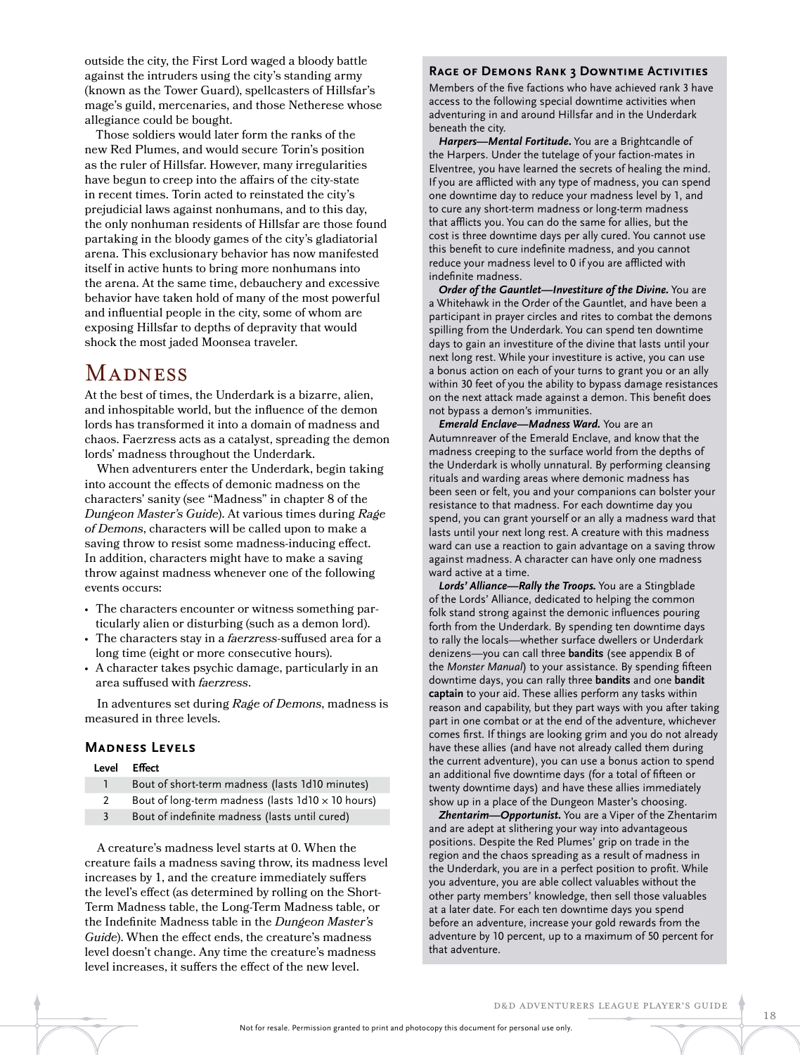outside the city, the First Lord waged a bloody battle against the intruders using the city's standing army (known as the Tower Guard), spellcasters of Hillsfar's mage's guild, mercenaries, and those Netherese whose allegiance could be bought.

Those soldiers would later form the ranks of the new Red Plumes, and would secure Torin's position as the ruler of Hillsfar. However, many irregularities have begun to creep into the affairs of the city-state in recent times. Torin acted to reinstated the city's prejudicial laws against nonhumans, and to this day, the only nonhuman residents of Hillsfar are those found partaking in the bloody games of the city's gladiatorial arena. This exclusionary behavior has now manifested itself in active hunts to bring more nonhumans into the arena. At the same time, debauchery and excessive behavior have taken hold of many of the most powerful and influential people in the city, some of whom are exposing Hillsfar to depths of depravity that would shock the most jaded Moonsea traveler.

# Madness

At the best of times, the Underdark is a bizarre, alien, and inhospitable world, but the influence of the demon lords has transformed it into a domain of madness and chaos. Faerzress acts as a catalyst, spreading the demon lords' madness throughout the Underdark.

When adventurers enter the Underdark, begin taking into account the effects of demonic madness on the characters' sanity (see "Madness" in chapter 8 of the *Dungeon Master's Guide*). At various times during *Rage of Demons*, characters will be called upon to make a saving throw to resist some madness-inducing effect. In addition, characters might have to make a saving throw against madness whenever one of the following events occurs:

- The characters encounter or witness something particularly alien or disturbing (such as a demon lord).
- The characters stay in a *faerzress*-suffused area for a long time (eight or more consecutive hours).
- A character takes psychic damage, particularly in an area suffused with *faerzress*.

In adventures set during *Rage of Demons*, madness is measured in three levels.

### Madness Levels

| Level | Effect |
|---|---|
| 1 | Bout of short-term madness (lasts 1d10 minutes) |
| 2 | Bout of long-term madness (lasts 1d10 × 10 hours) |
| 3 | Bout of indefinite madness (lasts until cured) |

A creature's madness level starts at 0. When the creature fails a madness saving throw, its madness level increases by 1, and the creature immediately suffers the level's effect (as determined by rolling on the Short-Term Madness table, the Long-Term Madness table, or the Indefinite Madness table in the *Dungeon Master's Guide*). When the effect ends, the creature's madness level doesn't change. Any time the creature's madness level increases, it suffers the effect of the new level.

### Rage of Demons Rank 3 Downtime Activities

Members of the five factions who have achieved rank 3 have access to the following special downtime activities when adventuring in and around Hillsfar and in the Underdark beneath the city.

***Harpers—Mental Fortitude.*** You are a Brightcandle of the Harpers. Under the tutelage of your faction-mates in Elventree, you have learned the secrets of healing the mind. If you are afflicted with any type of madness, you can spend one downtime day to reduce your madness level by 1, and to cure any short-term madness or long-term madness that afflicts you. You can do the same for allies, but the cost is three downtime days per ally cured. You cannot use this benefit to cure indefinite madness, and you cannot reduce your madness level to 0 if you are afflicted with indefinite madness.

***Order of the Gauntlet—Investiture of the Divine.*** You are a Whitehawk in the Order of the Gauntlet, and have been a participant in prayer circles and rites to combat the demons spilling from the Underdark. You can spend ten downtime days to gain an investiture of the divine that lasts until your next long rest. While your investiture is active, you can use a bonus action on each of your turns to grant you or an ally within 30 feet of you the ability to bypass damage resistances on the next attack made against a demon. This benefit does not bypass a demon's immunities.

***Emerald Enclave—Madness Ward.*** You are an Autumnreaver of the Emerald Enclave, and know that the madness creeping to the surface world from the depths of the Underdark is wholly unnatural. By performing cleansing rituals and warding areas where demonic madness has been seen or felt, you and your companions can bolster your resistance to that madness. For each downtime day you spend, you can grant yourself or an ally a madness ward that lasts until your next long rest. A creature with this madness ward can use a reaction to gain advantage on a saving throw against madness. A character can have only one madness ward active at a time.

***Lords' Alliance—Rally the Troops.*** You are a Stingblade of the Lords' Alliance, dedicated to helping the common folk stand strong against the demonic influences pouring forth from the Underdark. By spending ten downtime days to rally the locals—whether surface dwellers or Underdark denizens—you can call three **bandits** (see appendix B of the *Monster Manual*) to your assistance. By spending fifteen downtime days, you can rally three **bandits** and one **bandit captain** to your aid. These allies perform any tasks within reason and capability, but they part ways with you after taking part in one combat or at the end of the adventure, whichever comes first. If things are looking grim and you do not already have these allies (and have not already called them during the current adventure), you can use a bonus action to spend an additional five downtime days (for a total of fifteen or twenty downtime days) and have these allies immediately show up in a place of the Dungeon Master's choosing.

***Zhentarim—Opportunist.*** You are a Viper of the Zhentarim and are adept at slithering your way into advantageous positions. Despite the Red Plumes' grip on trade in the region and the chaos spreading as a result of madness in the Underdark, you are in a perfect position to profit. While you adventure, you are able collect valuables without the other party members' knowledge, then sell those valuables at a later date. For each ten downtime days you spend before an adventure, increase your gold rewards from the adventure by 10 percent, up to a maximum of 50 percent for that adventure.

Not for resale. Permission granted to print and photocopy this document for personal use only.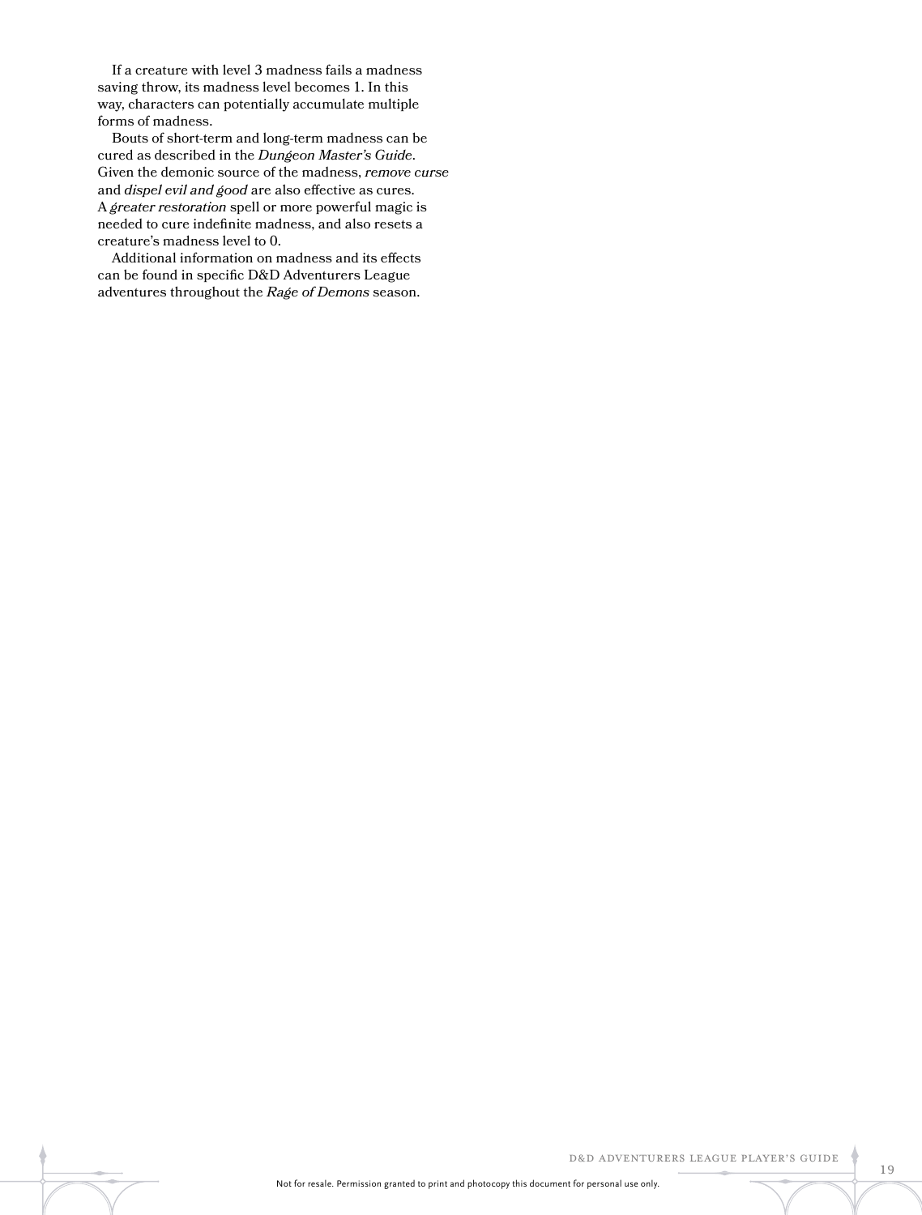If a creature with level 3 madness fails a madness saving throw, its madness level becomes 1. In this way, characters can potentially accumulate multiple forms of madness.

Bouts of short-term and long-term madness can be cured as described in the *Dungeon Master's Guide*. Given the demonic source of the madness, *remove curse* and *dispel evil and good* are also effective as cures. A *greater restoration* spell or more powerful magic is needed to cure indefinite madness, and also resets a creature's madness level to 0.

Additional information on madness and its effects can be found in specific D&D Adventurers League adventures throughout the *Rage of Demons* season.

Not for resale. Permission granted to print and photocopy this document for personal use only.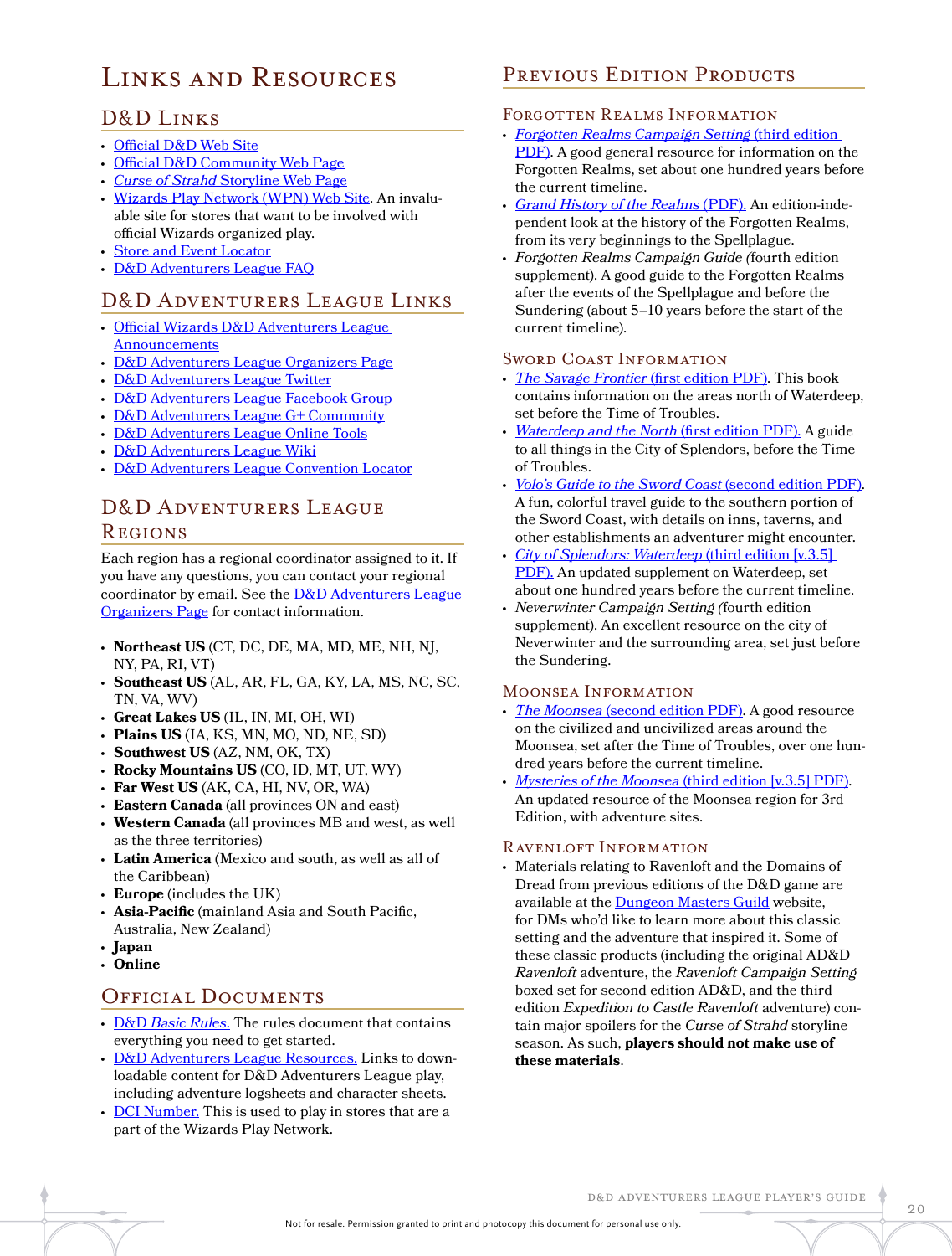# Links and Resources

## D&D Links

- Official D&D Web Site
- Official D&D Community Web Page
- *Curse of Strahd* Storyline Web Page
- Wizards Play Network (WPN) Web Site. An invaluable site for stores that want to be involved with official Wizards organized play.
- Store and Event Locator
- D&D Adventurers League FAQ

## D&D Adventurers League Links

- Official Wizards D&D Adventurers League Announcements
- D&D Adventurers League Organizers Page
- D&D Adventurers League Twitter
- D&D Adventurers League Facebook Group
- D&D Adventurers League G+ Community
- D&D Adventurers League Online Tools
- D&D Adventurers League Wiki
- D&D Adventurers League Convention Locator

## D&D Adventurers League Regions

Each region has a regional coordinator assigned to it. If you have any questions, you can contact your regional coordinator by email. See the D&D Adventurers League Organizers Page for contact information.

- **Northeast US** (CT, DC, DE, MA, MD, ME, NH, NJ, NY, PA, RI, VT)
- **Southeast US** (AL, AR, FL, GA, KY, LA, MS, NC, SC, TN, VA, WV)
- **Great Lakes US** (IL, IN, MI, OH, WI)
- **Plains US** (IA, KS, MN, MO, ND, NE, SD)
- **Southwest US** (AZ, NM, OK, TX)
- **Rocky Mountains US** (CO, ID, MT, UT, WY)
- **Far West US** (AK, CA, HI, NV, OR, WA)
- **Eastern Canada** (all provinces ON and east)
- **Western Canada** (all provinces MB and west, as well as the three territories)
- **Latin America** (Mexico and south, as well as all of the Caribbean)
- **Europe** (includes the UK)
- **Asia-Pacific** (mainland Asia and South Pacific, Australia, New Zealand)
- **Japan**
- **Online**

## Official Documents

- D&D *Basic Rules*. The rules document that contains everything you need to get started.
- D&D Adventurers League Resources. Links to downloadable content for D&D Adventurers League play, including adventure logsheets and character sheets.
- DCI Number. This is used to play in stores that are a part of the Wizards Play Network.

# Previous Edition Products

## Forgotten Realms Information

- *Forgotten Realms Campaign Setting* (third edition PDF). A good general resource for information on the Forgotten Realms, set about one hundred years before the current timeline.
- *Grand History of the Realms* (PDF). An edition-independent look at the history of the Forgotten Realms, from its very beginnings to the Spellplague.
- *Forgotten Realms Campaign Guide* (fourth edition supplement). A good guide to the Forgotten Realms after the events of the Spellplague and before the Sundering (about 5–10 years before the start of the current timeline).

## Sword Coast Information

- *The Savage Frontier* (first edition PDF). This book contains information on the areas north of Waterdeep, set before the Time of Troubles.
- *Waterdeep and the North* (first edition PDF). A guide to all things in the City of Splendors, before the Time of Troubles.
- *Volo's Guide to the Sword Coast* (second edition PDF). A fun, colorful travel guide to the southern portion of the Sword Coast, with details on inns, taverns, and other establishments an adventurer might encounter.
- *City of Splendors: Waterdeep* (third edition [v.3.5] PDF). An updated supplement on Waterdeep, set about one hundred years before the current timeline.
- *Neverwinter Campaign Setting* (fourth edition supplement). An excellent resource on the city of Neverwinter and the surrounding area, set just before the Sundering.

## Moonsea Information

- *The Moonsea* (second edition PDF). A good resource on the civilized and uncivilized areas around the Moonsea, set after the Time of Troubles, over one hundred years before the current timeline.
- *Mysteries of the Moonsea* (third edition [v.3.5] PDF). An updated resource of the Moonsea region for 3rd Edition, with adventure sites.

## Ravenloft Information

- Materials relating to Ravenloft and the Domains of Dread from previous editions of the D&D game are available at the Dungeon Masters Guild website, for DMs who'd like to learn more about this classic setting and the adventure that inspired it. Some of these classic products (including the original AD&D *Ravenloft* adventure, the *Ravenloft Campaign Setting* boxed set for second edition AD&D, and the third edition *Expedition to Castle Ravenloft* adventure) contain major spoilers for the *Curse of Strahd* storyline season. As such, **players should not make use of these materials**.

Not for resale. Permission granted to print and photocopy this document for personal use only.